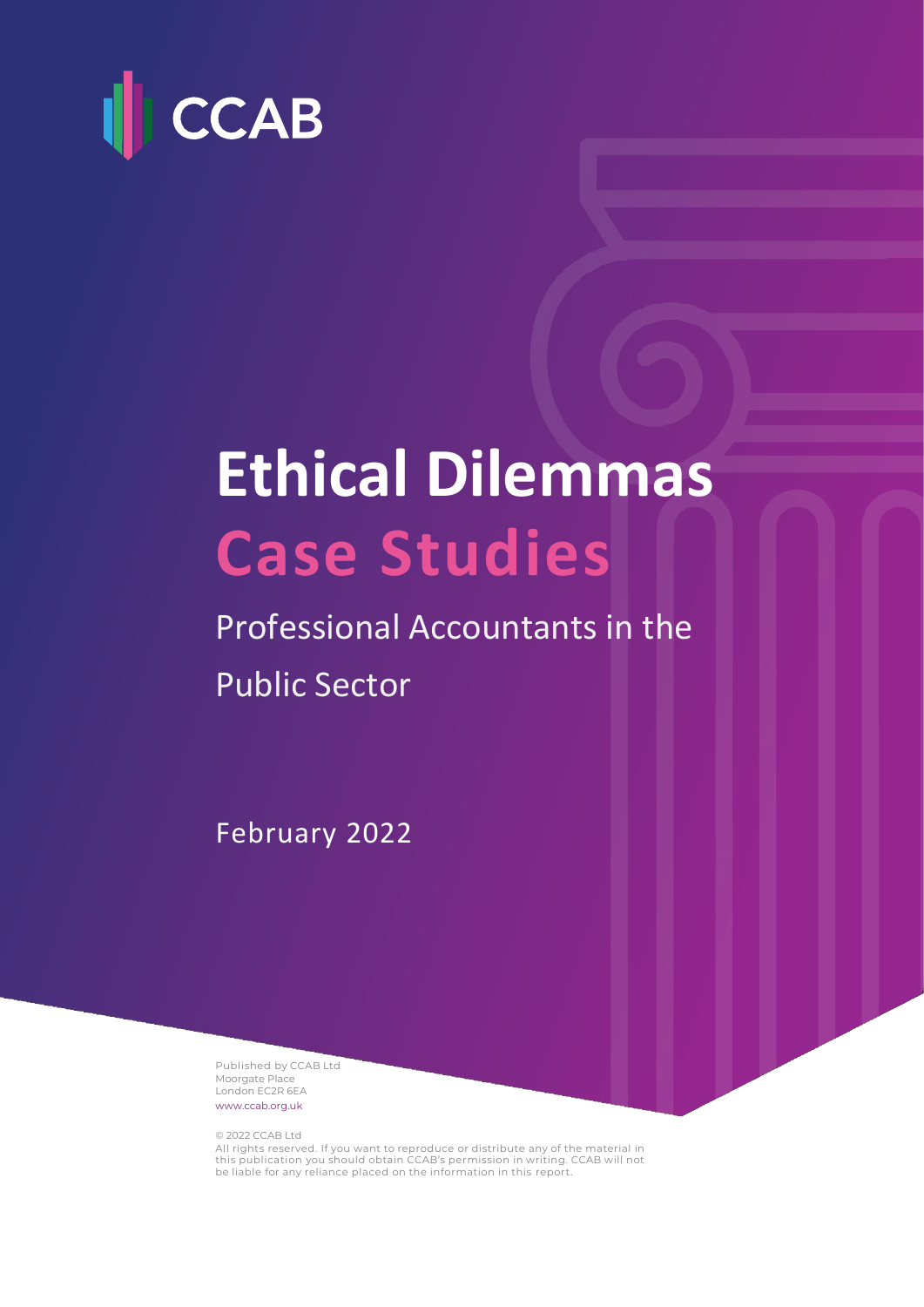CCAB

# Ethical Dilemmas
# Case Studies

Professional Accountants in the Public Sector

February 2022

Published by CCAB Ltd
Moorgate Place
London EC2R 6EA
www.ccab.org.uk

© 2022 CCAB Ltd
All rights reserved. If you want to reproduce or distribute any of the material in this publication you should obtain CCAB's permission in writing. CCAB will not be liable for any reliance placed on the information in this report.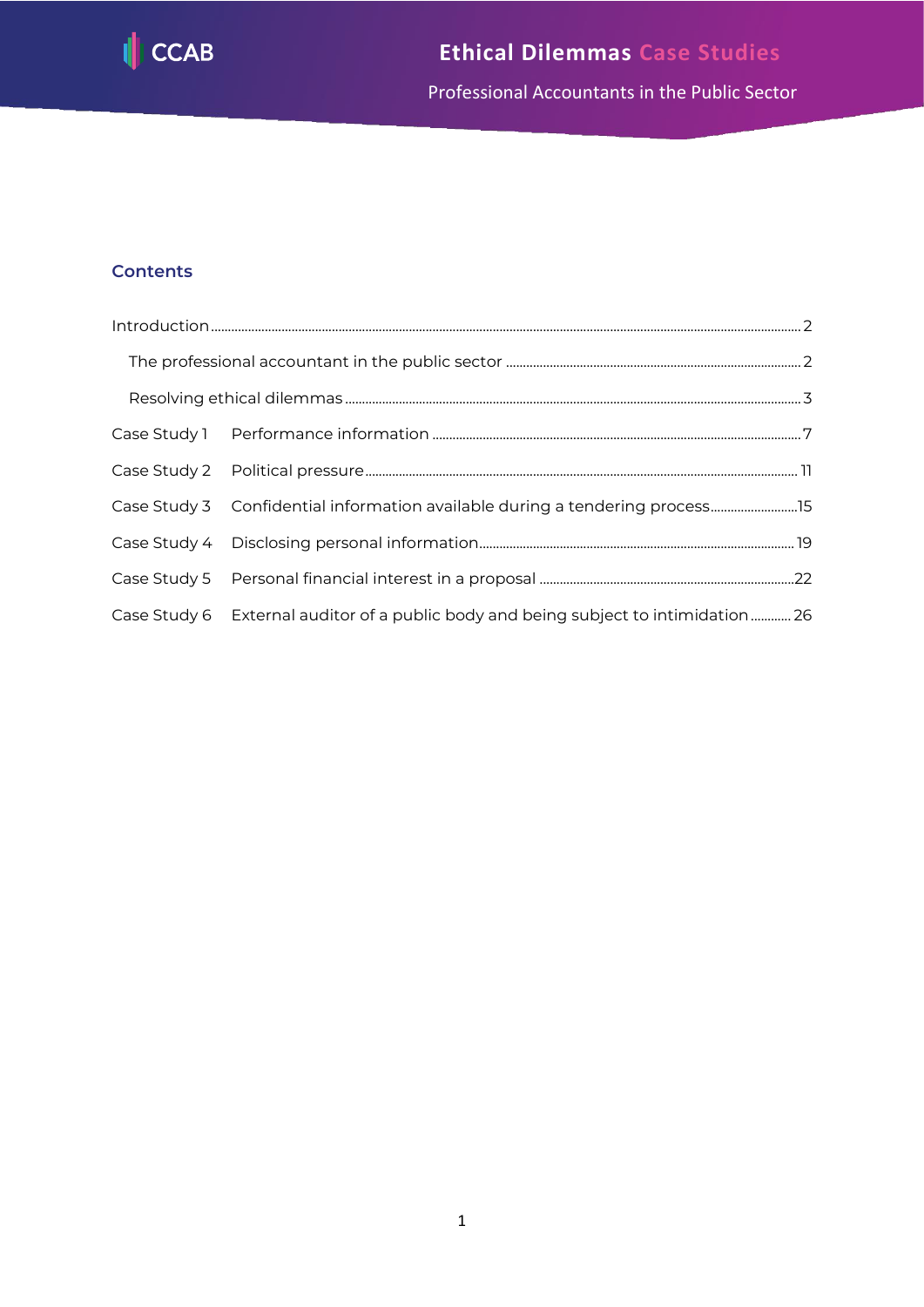# Ethical Dilemmas Case Studies

Professional Accountants in the Public Sector

## Contents

| | | |
|---|---|---|
| Introduction | | 2 |
| The professional accountant in the public sector | | 2 |
| Resolving ethical dilemmas | | 3 |
| Case Study 1 | Performance information | 7 |
| Case Study 2 | Political pressure | 11 |
| Case Study 3 | Confidential information available during a tendering process | 15 |
| Case Study 4 | Disclosing personal information | 19 |
| Case Study 5 | Personal financial interest in a proposal | 22 |
| Case Study 6 | External auditor of a public body and being subject to intimidation | 26 |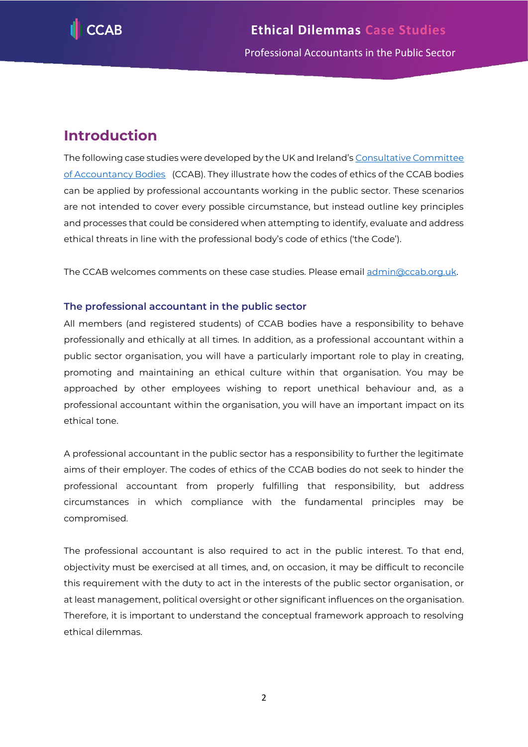## Introduction

The following case studies were developed by the UK and Ireland's [Consultative Committee of Accountancy Bodies](https://www.ccab.org.uk) (CCAB). They illustrate how the codes of ethics of the CCAB bodies can be applied by professional accountants working in the public sector. These scenarios are not intended to cover every possible circumstance, but instead outline key principles and processes that could be considered when attempting to identify, evaluate and address ethical threats in line with the professional body's code of ethics ('the Code').

The CCAB welcomes comments on these case studies. Please email [admin@ccab.org.uk](mailto:admin@ccab.org.uk).

### The professional accountant in the public sector

All members (and registered students) of CCAB bodies have a responsibility to behave professionally and ethically at all times. In addition, as a professional accountant within a public sector organisation, you will have a particularly important role to play in creating, promoting and maintaining an ethical culture within that organisation. You may be approached by other employees wishing to report unethical behaviour and, as a professional accountant within the organisation, you will have an important impact on its ethical tone.

A professional accountant in the public sector has a responsibility to further the legitimate aims of their employer. The codes of ethics of the CCAB bodies do not seek to hinder the professional accountant from properly fulfilling that responsibility, but address circumstances in which compliance with the fundamental principles may be compromised.

The professional accountant is also required to act in the public interest. To that end, objectivity must be exercised at all times, and, on occasion, it may be difficult to reconcile this requirement with the duty to act in the interests of the public sector organisation, or at least management, political oversight or other significant influences on the organisation. Therefore, it is important to understand the conceptual framework approach to resolving ethical dilemmas.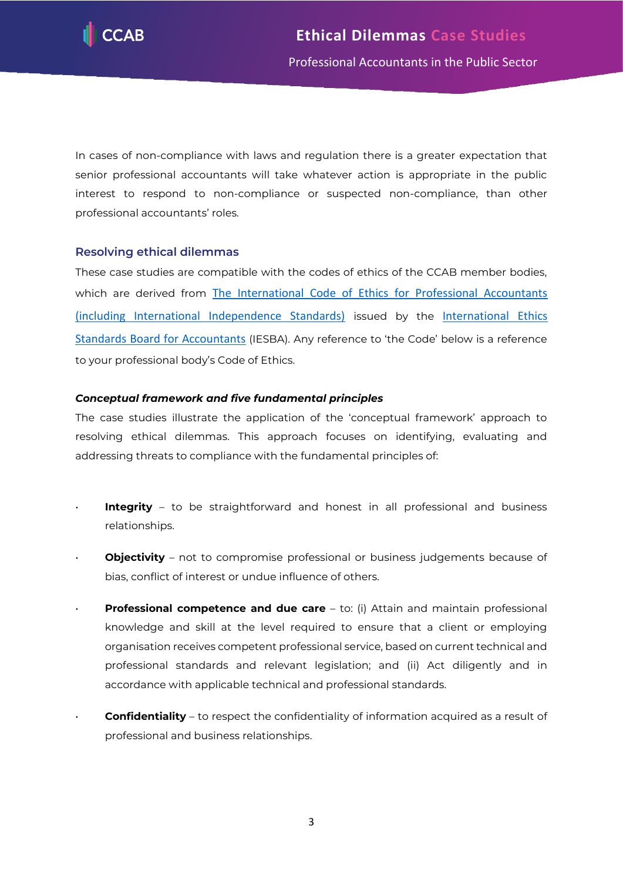In cases of non-compliance with laws and regulation there is a greater expectation that senior professional accountants will take whatever action is appropriate in the public interest to respond to non-compliance or suspected non-compliance, than other professional accountants' roles.

## Resolving ethical dilemmas

These case studies are compatible with the codes of ethics of the CCAB member bodies, which are derived from The International Code of Ethics for Professional Accountants (including International Independence Standards) issued by the International Ethics Standards Board for Accountants (IESBA). Any reference to 'the Code' below is a reference to your professional body's Code of Ethics.

### *Conceptual framework and five fundamental principles*

The case studies illustrate the application of the 'conceptual framework' approach to resolving ethical dilemmas. This approach focuses on identifying, evaluating and addressing threats to compliance with the fundamental principles of:

- **Integrity** – to be straightforward and honest in all professional and business relationships.
- **Objectivity** – not to compromise professional or business judgements because of bias, conflict of interest or undue influence of others.
- **Professional competence and due care** – to: (i) Attain and maintain professional knowledge and skill at the level required to ensure that a client or employing organisation receives competent professional service, based on current technical and professional standards and relevant legislation; and (ii) Act diligently and in accordance with applicable technical and professional standards.
- **Confidentiality** – to respect the confidentiality of information acquired as a result of professional and business relationships.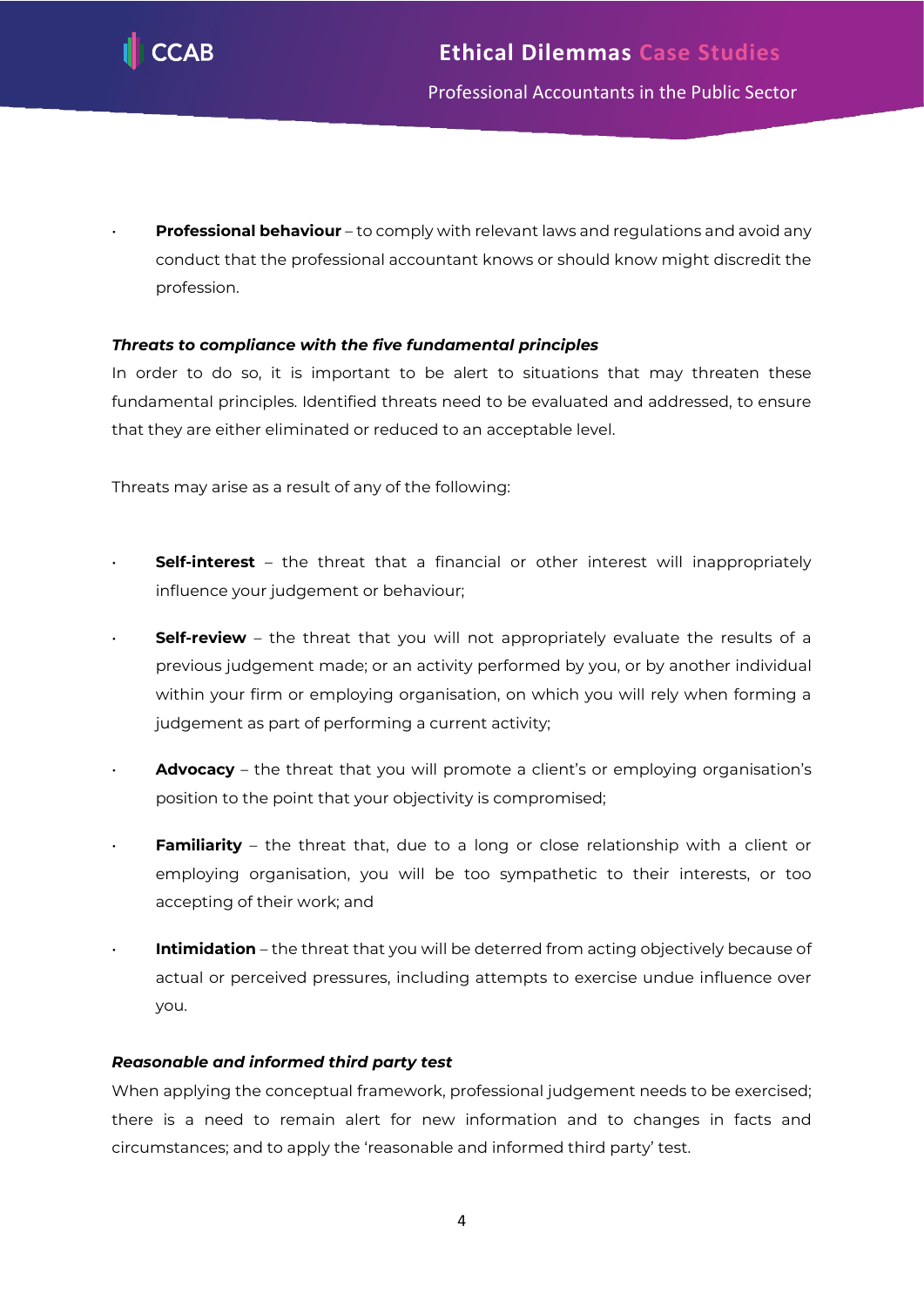- **Professional behaviour** – to comply with relevant laws and regulations and avoid any conduct that the professional accountant knows or should know might discredit the profession.

***Threats to compliance with the five fundamental principles***

In order to do so, it is important to be alert to situations that may threaten these fundamental principles. Identified threats need to be evaluated and addressed, to ensure that they are either eliminated or reduced to an acceptable level.

Threats may arise as a result of any of the following:

- **Self-interest** – the threat that a financial or other interest will inappropriately influence your judgement or behaviour;
- **Self-review** – the threat that you will not appropriately evaluate the results of a previous judgement made; or an activity performed by you, or by another individual within your firm or employing organisation, on which you will rely when forming a judgement as part of performing a current activity;
- **Advocacy** – the threat that you will promote a client's or employing organisation's position to the point that your objectivity is compromised;
- **Familiarity** – the threat that, due to a long or close relationship with a client or employing organisation, you will be too sympathetic to their interests, or too accepting of their work; and
- **Intimidation** – the threat that you will be deterred from acting objectively because of actual or perceived pressures, including attempts to exercise undue influence over you.

***Reasonable and informed third party test***

When applying the conceptual framework, professional judgement needs to be exercised; there is a need to remain alert for new information and to changes in facts and circumstances; and to apply the 'reasonable and informed third party' test.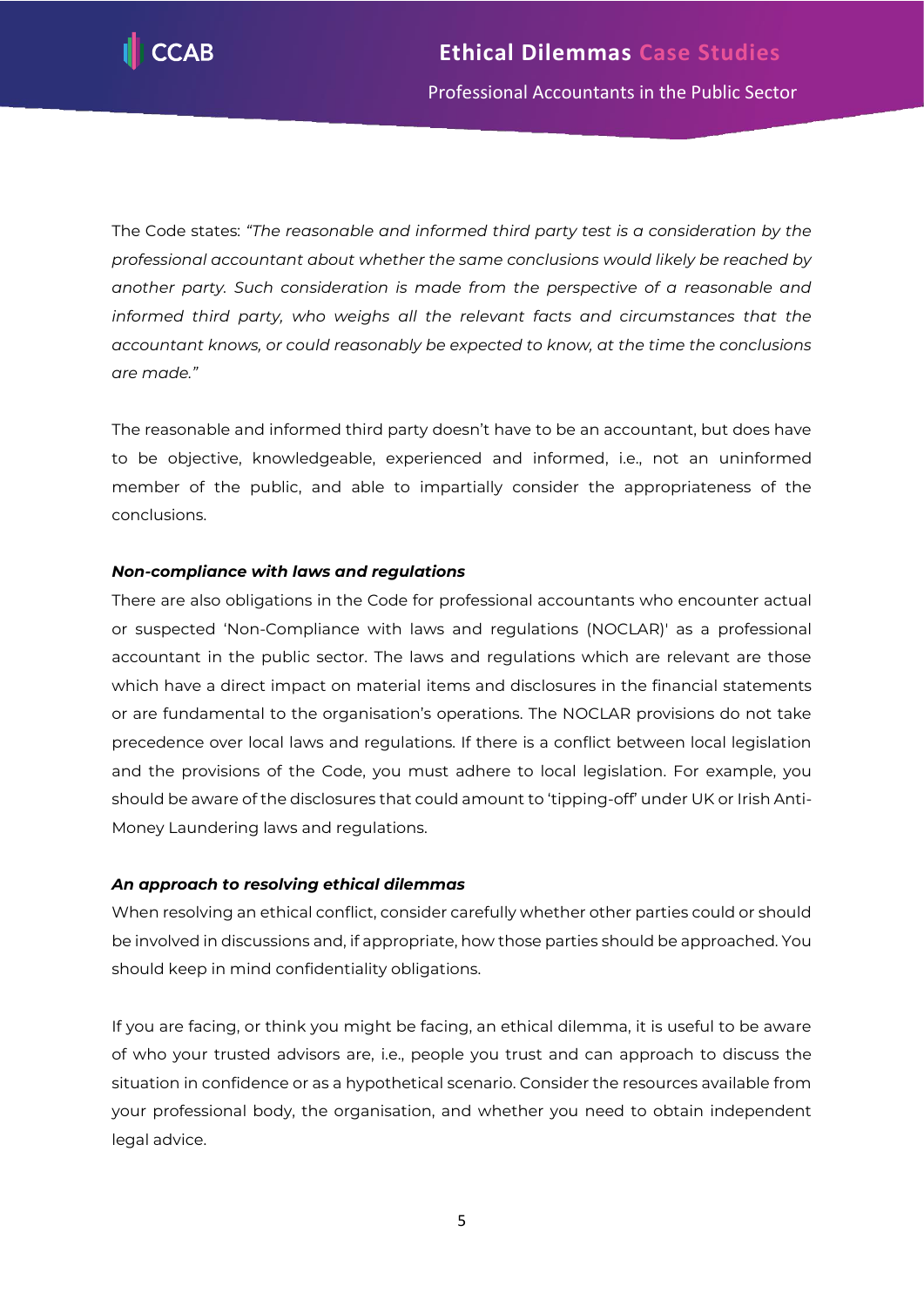The Code states: *"The reasonable and informed third party test is a consideration by the professional accountant about whether the same conclusions would likely be reached by another party. Such consideration is made from the perspective of a reasonable and informed third party, who weighs all the relevant facts and circumstances that the accountant knows, or could reasonably be expected to know, at the time the conclusions are made."*

The reasonable and informed third party doesn't have to be an accountant, but does have to be objective, knowledgeable, experienced and informed, i.e., not an uninformed member of the public, and able to impartially consider the appropriateness of the conclusions.

***Non-compliance with laws and regulations***

There are also obligations in the Code for professional accountants who encounter actual or suspected 'Non-Compliance with laws and regulations (NOCLAR)' as a professional accountant in the public sector. The laws and regulations which are relevant are those which have a direct impact on material items and disclosures in the financial statements or are fundamental to the organisation's operations. The NOCLAR provisions do not take precedence over local laws and regulations. If there is a conflict between local legislation and the provisions of the Code, you must adhere to local legislation. For example, you should be aware of the disclosures that could amount to 'tipping-off' under UK or Irish Anti-Money Laundering laws and regulations.

***An approach to resolving ethical dilemmas***

When resolving an ethical conflict, consider carefully whether other parties could or should be involved in discussions and, if appropriate, how those parties should be approached. You should keep in mind confidentiality obligations.

If you are facing, or think you might be facing, an ethical dilemma, it is useful to be aware of who your trusted advisors are, i.e., people you trust and can approach to discuss the situation in confidence or as a hypothetical scenario. Consider the resources available from your professional body, the organisation, and whether you need to obtain independent legal advice.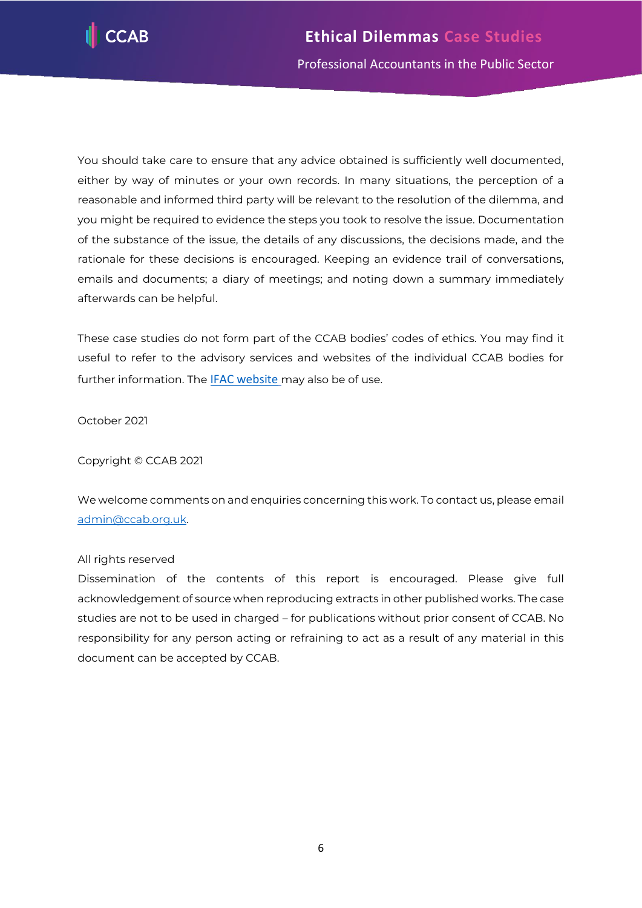You should take care to ensure that any advice obtained is sufficiently well documented, either by way of minutes or your own records. In many situations, the perception of a reasonable and informed third party will be relevant to the resolution of the dilemma, and you might be required to evidence the steps you took to resolve the issue. Documentation of the substance of the issue, the details of any discussions, the decisions made, and the rationale for these decisions is encouraged. Keeping an evidence trail of conversations, emails and documents; a diary of meetings; and noting down a summary immediately afterwards can be helpful.

These case studies do not form part of the CCAB bodies' codes of ethics. You may find it useful to refer to the advisory services and websites of the individual CCAB bodies for further information. The IFAC website may also be of use.

October 2021

Copyright © CCAB 2021

We welcome comments on and enquiries concerning this work. To contact us, please email admin@ccab.org.uk.

All rights reserved

Dissemination of the contents of this report is encouraged. Please give full acknowledgement of source when reproducing extracts in other published works. The case studies are not to be used in charged – for publications without prior consent of CCAB. No responsibility for any person acting or refraining to act as a result of any material in this document can be accepted by CCAB.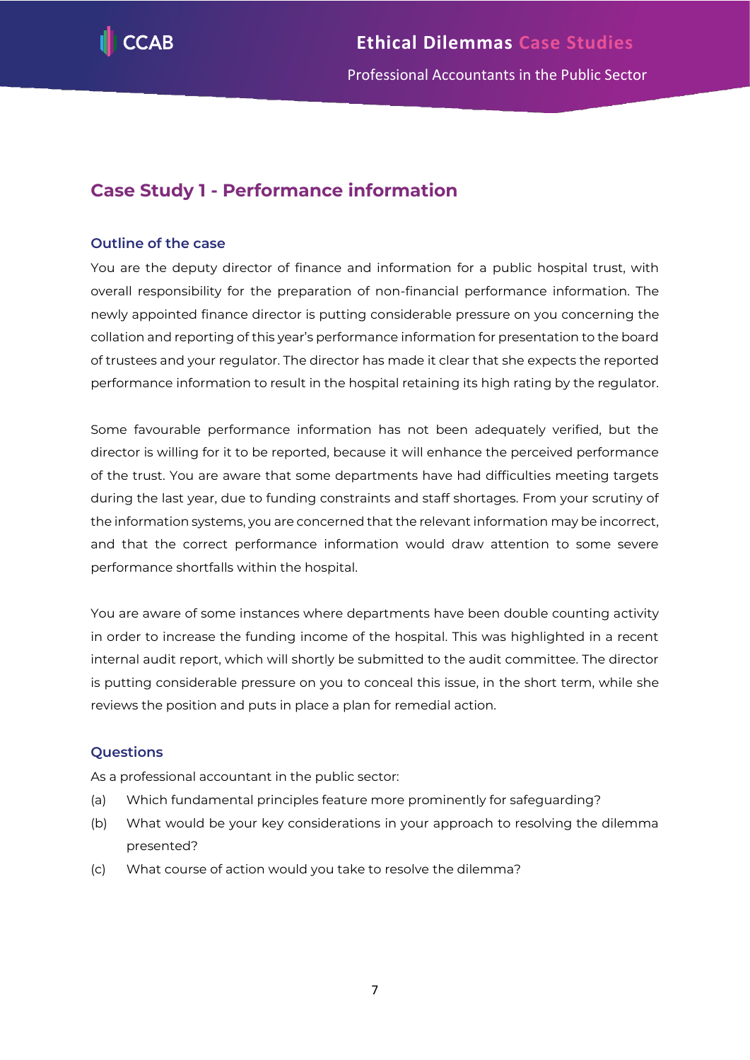## Case Study 1 - Performance information

### Outline of the case

You are the deputy director of finance and information for a public hospital trust, with overall responsibility for the preparation of non-financial performance information. The newly appointed finance director is putting considerable pressure on you concerning the collation and reporting of this year's performance information for presentation to the board of trustees and your regulator. The director has made it clear that she expects the reported performance information to result in the hospital retaining its high rating by the regulator.

Some favourable performance information has not been adequately verified, but the director is willing for it to be reported, because it will enhance the perceived performance of the trust. You are aware that some departments have had difficulties meeting targets during the last year, due to funding constraints and staff shortages. From your scrutiny of the information systems, you are concerned that the relevant information may be incorrect, and that the correct performance information would draw attention to some severe performance shortfalls within the hospital.

You are aware of some instances where departments have been double counting activity in order to increase the funding income of the hospital. This was highlighted in a recent internal audit report, which will shortly be submitted to the audit committee. The director is putting considerable pressure on you to conceal this issue, in the short term, while she reviews the position and puts in place a plan for remedial action.

### Questions

As a professional accountant in the public sector:

(a) Which fundamental principles feature more prominently for safeguarding?

(b) What would be your key considerations in your approach to resolving the dilemma presented?

(c) What course of action would you take to resolve the dilemma?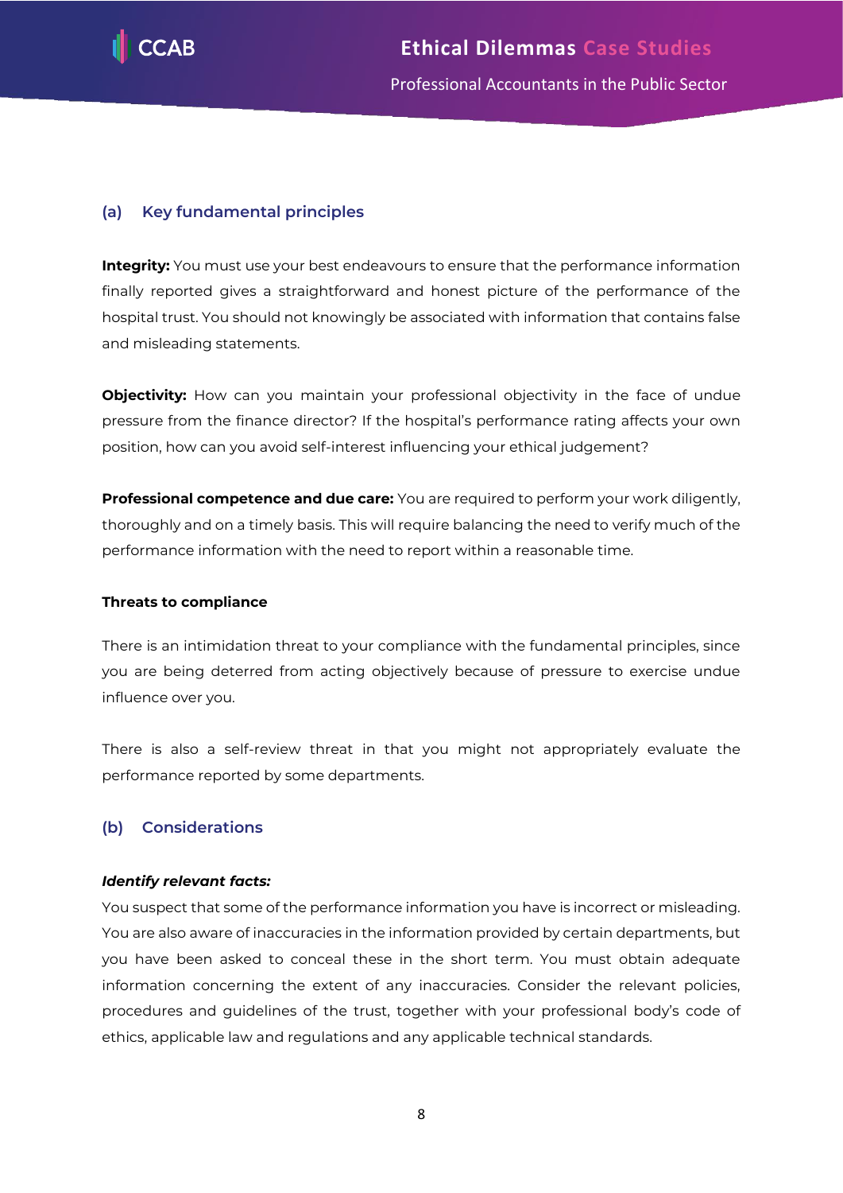## (a) Key fundamental principles

**Integrity:** You must use your best endeavours to ensure that the performance information finally reported gives a straightforward and honest picture of the performance of the hospital trust. You should not knowingly be associated with information that contains false and misleading statements.

**Objectivity:** How can you maintain your professional objectivity in the face of undue pressure from the finance director? If the hospital's performance rating affects your own position, how can you avoid self-interest influencing your ethical judgement?

**Professional competence and due care:** You are required to perform your work diligently, thoroughly and on a timely basis. This will require balancing the need to verify much of the performance information with the need to report within a reasonable time.

**Threats to compliance**

There is an intimidation threat to your compliance with the fundamental principles, since you are being deterred from acting objectively because of pressure to exercise undue influence over you.

There is also a self-review threat in that you might not appropriately evaluate the performance reported by some departments.

## (b) Considerations

***Identify relevant facts:***

You suspect that some of the performance information you have is incorrect or misleading. You are also aware of inaccuracies in the information provided by certain departments, but you have been asked to conceal these in the short term. You must obtain adequate information concerning the extent of any inaccuracies. Consider the relevant policies, procedures and guidelines of the trust, together with your professional body's code of ethics, applicable law and regulations and any applicable technical standards.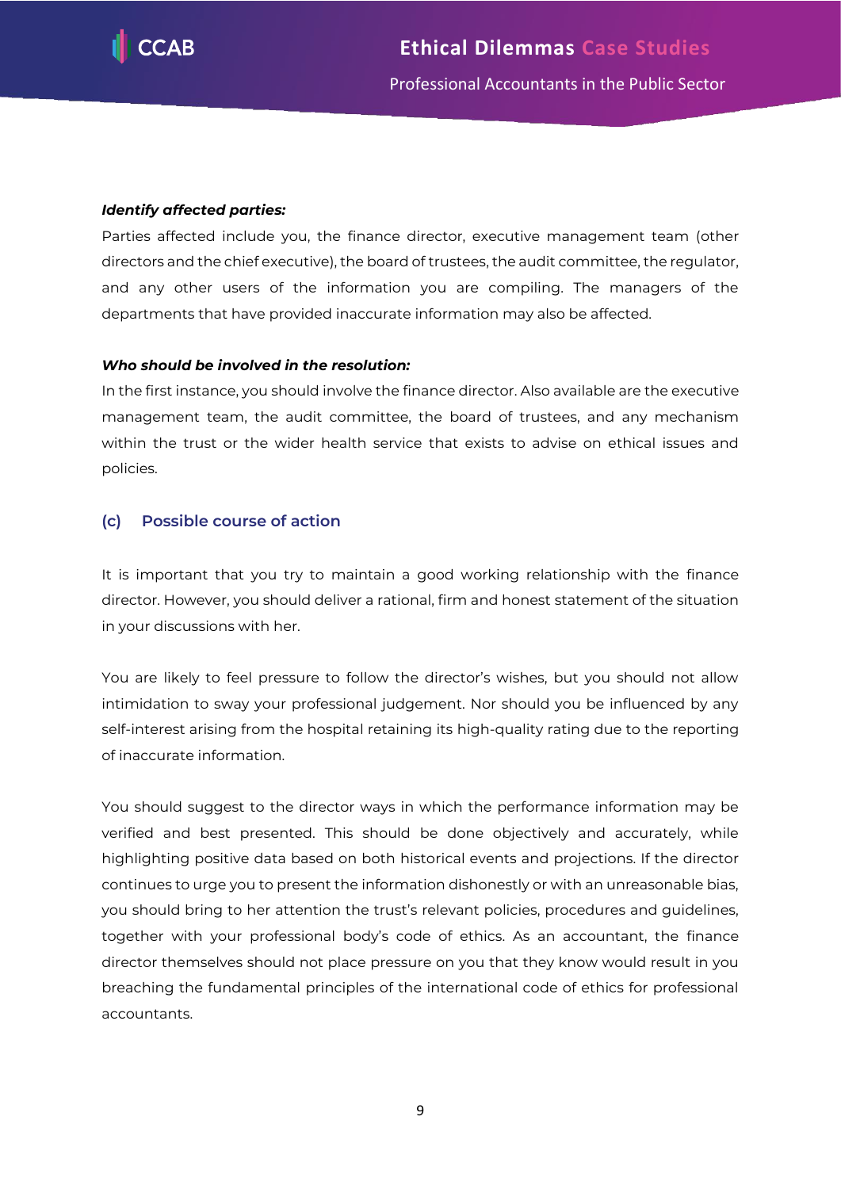***Identify affected parties:***

Parties affected include you, the finance director, executive management team (other directors and the chief executive), the board of trustees, the audit committee, the regulator, and any other users of the information you are compiling. The managers of the departments that have provided inaccurate information may also be affected.

***Who should be involved in the resolution:***

In the first instance, you should involve the finance director. Also available are the executive management team, the audit committee, the board of trustees, and any mechanism within the trust or the wider health service that exists to advise on ethical issues and policies.

### (c) Possible course of action

It is important that you try to maintain a good working relationship with the finance director. However, you should deliver a rational, firm and honest statement of the situation in your discussions with her.

You are likely to feel pressure to follow the director's wishes, but you should not allow intimidation to sway your professional judgement. Nor should you be influenced by any self-interest arising from the hospital retaining its high-quality rating due to the reporting of inaccurate information.

You should suggest to the director ways in which the performance information may be verified and best presented. This should be done objectively and accurately, while highlighting positive data based on both historical events and projections. If the director continues to urge you to present the information dishonestly or with an unreasonable bias, you should bring to her attention the trust's relevant policies, procedures and guidelines, together with your professional body's code of ethics. As an accountant, the finance director themselves should not place pressure on you that they know would result in you breaching the fundamental principles of the international code of ethics for professional accountants.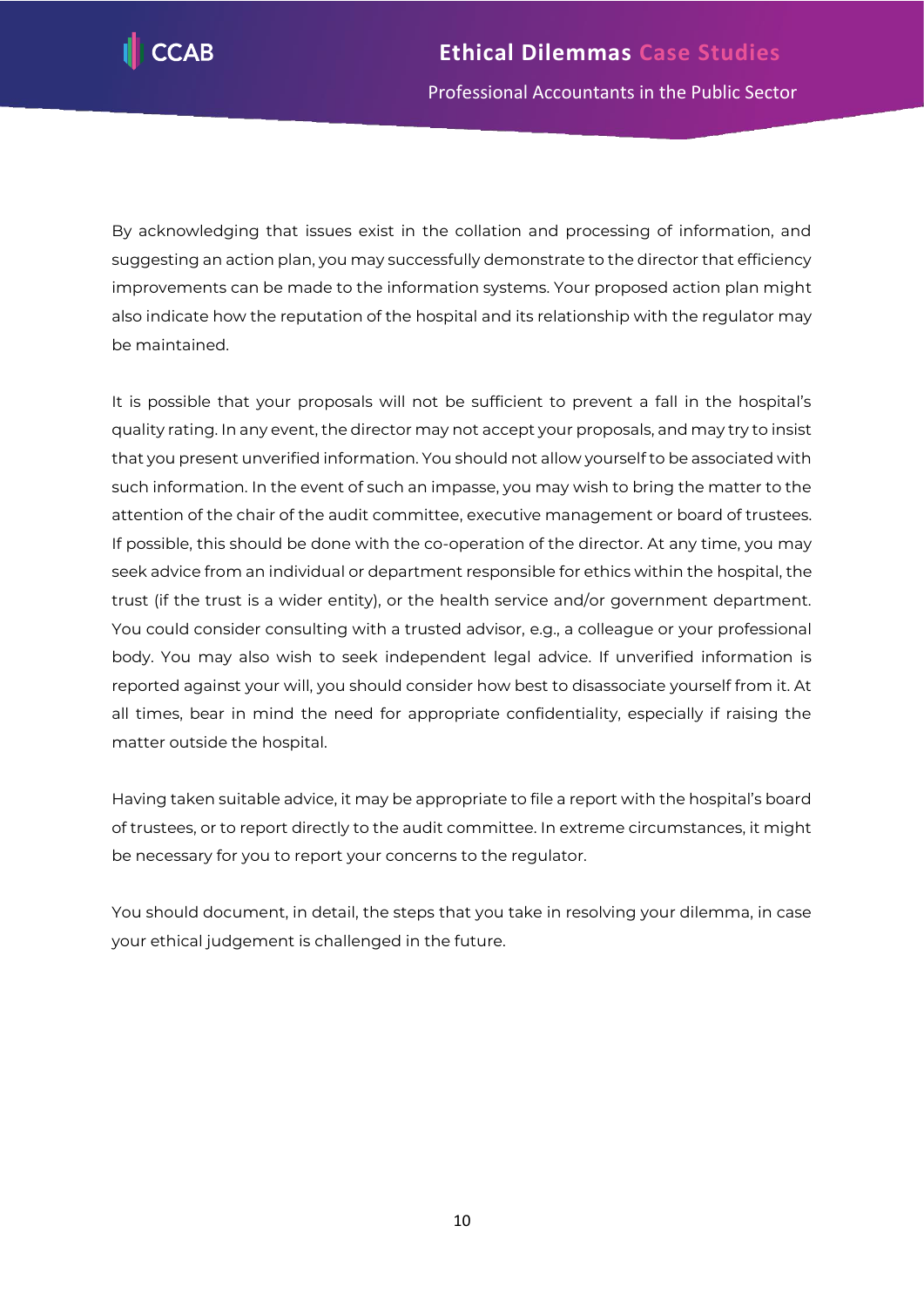By acknowledging that issues exist in the collation and processing of information, and suggesting an action plan, you may successfully demonstrate to the director that efficiency improvements can be made to the information systems. Your proposed action plan might also indicate how the reputation of the hospital and its relationship with the regulator may be maintained.

It is possible that your proposals will not be sufficient to prevent a fall in the hospital's quality rating. In any event, the director may not accept your proposals, and may try to insist that you present unverified information. You should not allow yourself to be associated with such information. In the event of such an impasse, you may wish to bring the matter to the attention of the chair of the audit committee, executive management or board of trustees. If possible, this should be done with the co-operation of the director. At any time, you may seek advice from an individual or department responsible for ethics within the hospital, the trust (if the trust is a wider entity), or the health service and/or government department. You could consider consulting with a trusted advisor, e.g., a colleague or your professional body. You may also wish to seek independent legal advice. If unverified information is reported against your will, you should consider how best to disassociate yourself from it. At all times, bear in mind the need for appropriate confidentiality, especially if raising the matter outside the hospital.

Having taken suitable advice, it may be appropriate to file a report with the hospital's board of trustees, or to report directly to the audit committee. In extreme circumstances, it might be necessary for you to report your concerns to the regulator.

You should document, in detail, the steps that you take in resolving your dilemma, in case your ethical judgement is challenged in the future.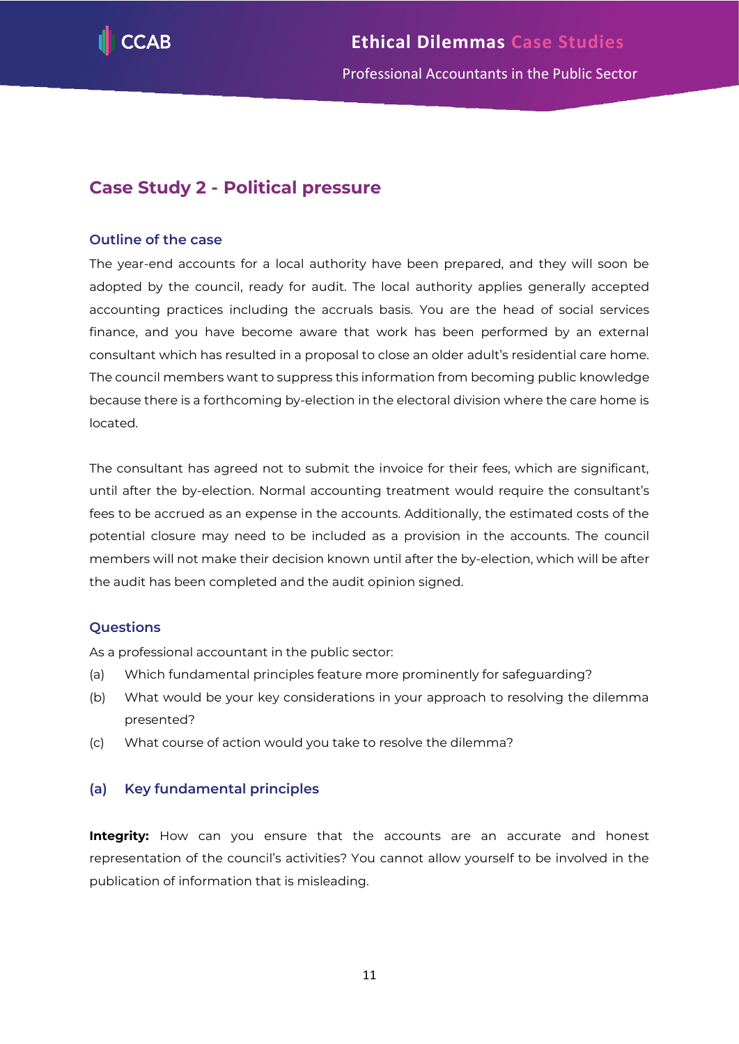## Case Study 2 - Political pressure

### Outline of the case

The year-end accounts for a local authority have been prepared, and they will soon be adopted by the council, ready for audit. The local authority applies generally accepted accounting practices including the accruals basis. You are the head of social services finance, and you have become aware that work has been performed by an external consultant which has resulted in a proposal to close an older adult's residential care home. The council members want to suppress this information from becoming public knowledge because there is a forthcoming by-election in the electoral division where the care home is located.

The consultant has agreed not to submit the invoice for their fees, which are significant, until after the by-election. Normal accounting treatment would require the consultant's fees to be accrued as an expense in the accounts. Additionally, the estimated costs of the potential closure may need to be included as a provision in the accounts. The council members will not make their decision known until after the by-election, which will be after the audit has been completed and the audit opinion signed.

### Questions

As a professional accountant in the public sector:

(a) Which fundamental principles feature more prominently for safeguarding?

(b) What would be your key considerations in your approach to resolving the dilemma presented?

(c) What course of action would you take to resolve the dilemma?

### (a) Key fundamental principles

**Integrity:** How can you ensure that the accounts are an accurate and honest representation of the council's activities? You cannot allow yourself to be involved in the publication of information that is misleading.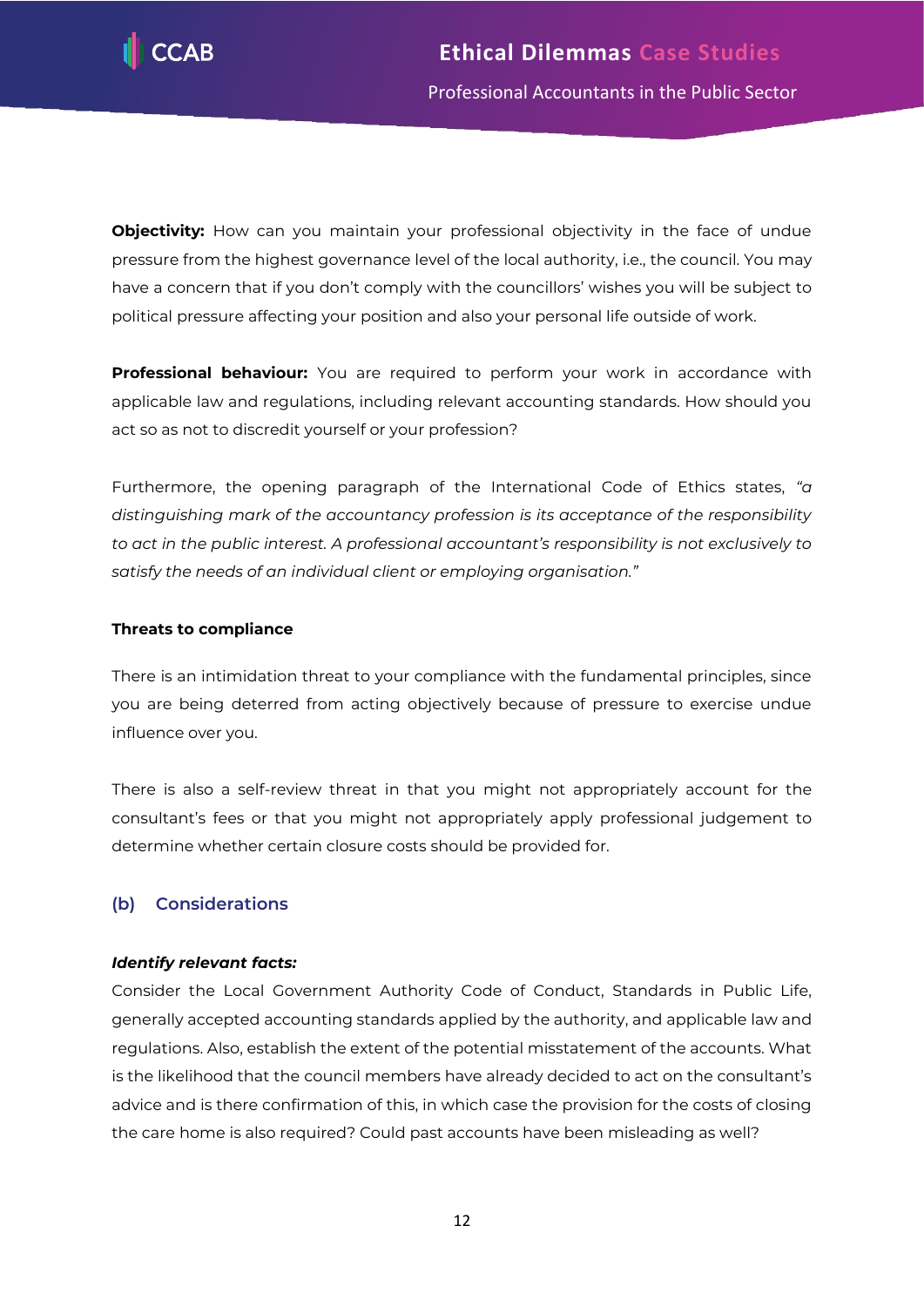**Objectivity:** How can you maintain your professional objectivity in the face of undue pressure from the highest governance level of the local authority, i.e., the council. You may have a concern that if you don't comply with the councillors' wishes you will be subject to political pressure affecting your position and also your personal life outside of work.

**Professional behaviour:** You are required to perform your work in accordance with applicable law and regulations, including relevant accounting standards. How should you act so as not to discredit yourself or your profession?

Furthermore, the opening paragraph of the International Code of Ethics states, *"a distinguishing mark of the accountancy profession is its acceptance of the responsibility to act in the public interest. A professional accountant's responsibility is not exclusively to satisfy the needs of an individual client or employing organisation."*

**Threats to compliance**

There is an intimidation threat to your compliance with the fundamental principles, since you are being deterred from acting objectively because of pressure to exercise undue influence over you.

There is also a self-review threat in that you might not appropriately account for the consultant's fees or that you might not appropriately apply professional judgement to determine whether certain closure costs should be provided for.

### (b) Considerations

***Identify relevant facts:***

Consider the Local Government Authority Code of Conduct, Standards in Public Life, generally accepted accounting standards applied by the authority, and applicable law and regulations. Also, establish the extent of the potential misstatement of the accounts. What is the likelihood that the council members have already decided to act on the consultant's advice and is there confirmation of this, in which case the provision for the costs of closing the care home is also required? Could past accounts have been misleading as well?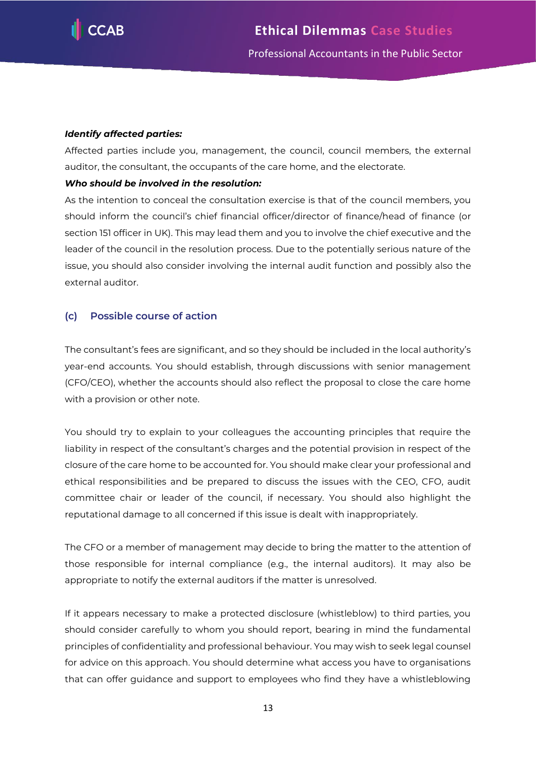***Identify affected parties:***

Affected parties include you, management, the council, council members, the external auditor, the consultant, the occupants of the care home, and the electorate.

***Who should be involved in the resolution:***

As the intention to conceal the consultation exercise is that of the council members, you should inform the council's chief financial officer/director of finance/head of finance (or section 151 officer in UK). This may lead them and you to involve the chief executive and the leader of the council in the resolution process. Due to the potentially serious nature of the issue, you should also consider involving the internal audit function and possibly also the external auditor.

### (c) Possible course of action

The consultant's fees are significant, and so they should be included in the local authority's year-end accounts. You should establish, through discussions with senior management (CFO/CEO), whether the accounts should also reflect the proposal to close the care home with a provision or other note.

You should try to explain to your colleagues the accounting principles that require the liability in respect of the consultant's charges and the potential provision in respect of the closure of the care home to be accounted for. You should make clear your professional and ethical responsibilities and be prepared to discuss the issues with the CEO, CFO, audit committee chair or leader of the council, if necessary. You should also highlight the reputational damage to all concerned if this issue is dealt with inappropriately.

The CFO or a member of management may decide to bring the matter to the attention of those responsible for internal compliance (e.g., the internal auditors). It may also be appropriate to notify the external auditors if the matter is unresolved.

If it appears necessary to make a protected disclosure (whistleblow) to third parties, you should consider carefully to whom you should report, bearing in mind the fundamental principles of confidentiality and professional behaviour. You may wish to seek legal counsel for advice on this approach. You should determine what access you have to organisations that can offer guidance and support to employees who find they have a whistleblowing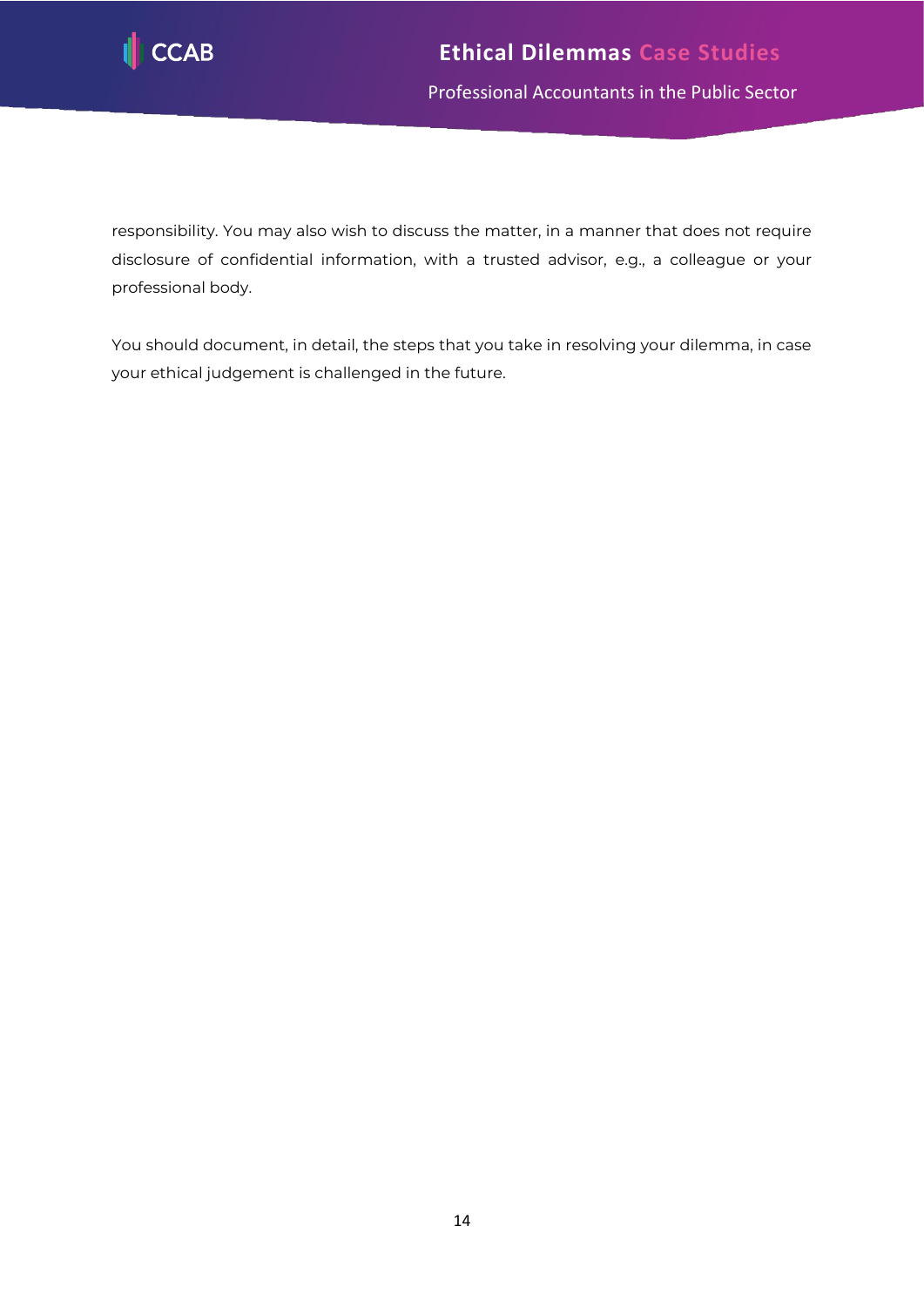responsibility. You may also wish to discuss the matter, in a manner that does not require disclosure of confidential information, with a trusted advisor, e.g., a colleague or your professional body.

You should document, in detail, the steps that you take in resolving your dilemma, in case your ethical judgement is challenged in the future.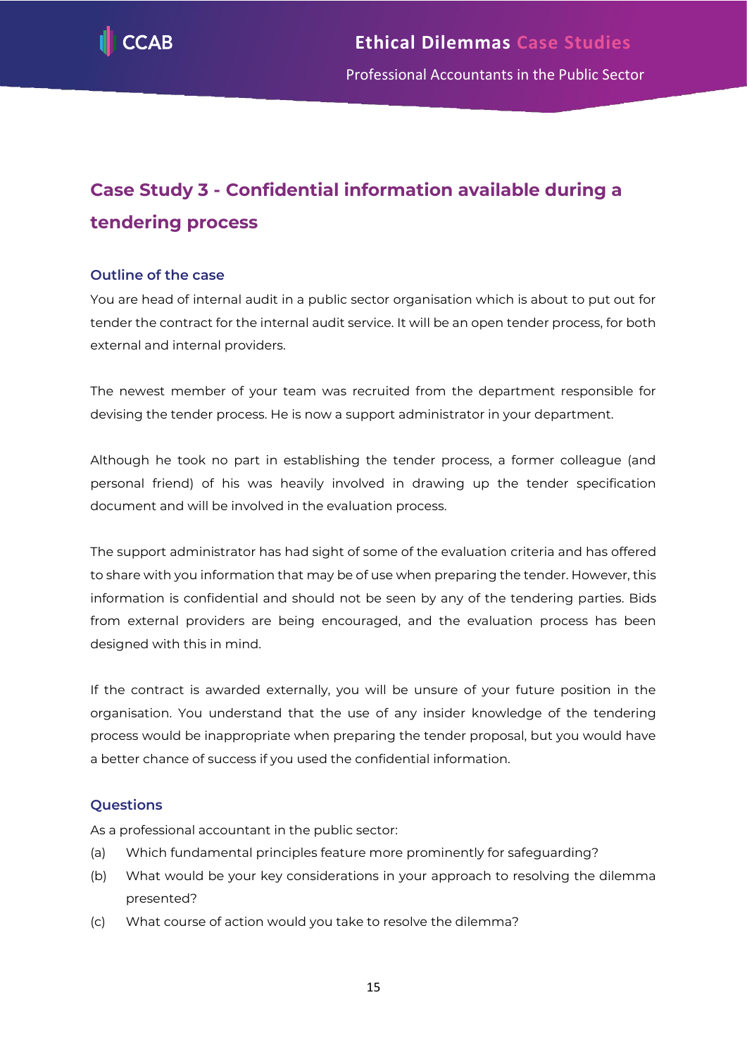## Case Study 3 - Confidential information available during a tendering process

### Outline of the case

You are head of internal audit in a public sector organisation which is about to put out for tender the contract for the internal audit service. It will be an open tender process, for both external and internal providers.

The newest member of your team was recruited from the department responsible for devising the tender process. He is now a support administrator in your department.

Although he took no part in establishing the tender process, a former colleague (and personal friend) of his was heavily involved in drawing up the tender specification document and will be involved in the evaluation process.

The support administrator has had sight of some of the evaluation criteria and has offered to share with you information that may be of use when preparing the tender. However, this information is confidential and should not be seen by any of the tendering parties. Bids from external providers are being encouraged, and the evaluation process has been designed with this in mind.

If the contract is awarded externally, you will be unsure of your future position in the organisation. You understand that the use of any insider knowledge of the tendering process would be inappropriate when preparing the tender proposal, but you would have a better chance of success if you used the confidential information.

### Questions

As a professional accountant in the public sector:

(a) Which fundamental principles feature more prominently for safeguarding?

(b) What would be your key considerations in your approach to resolving the dilemma presented?

(c) What course of action would you take to resolve the dilemma?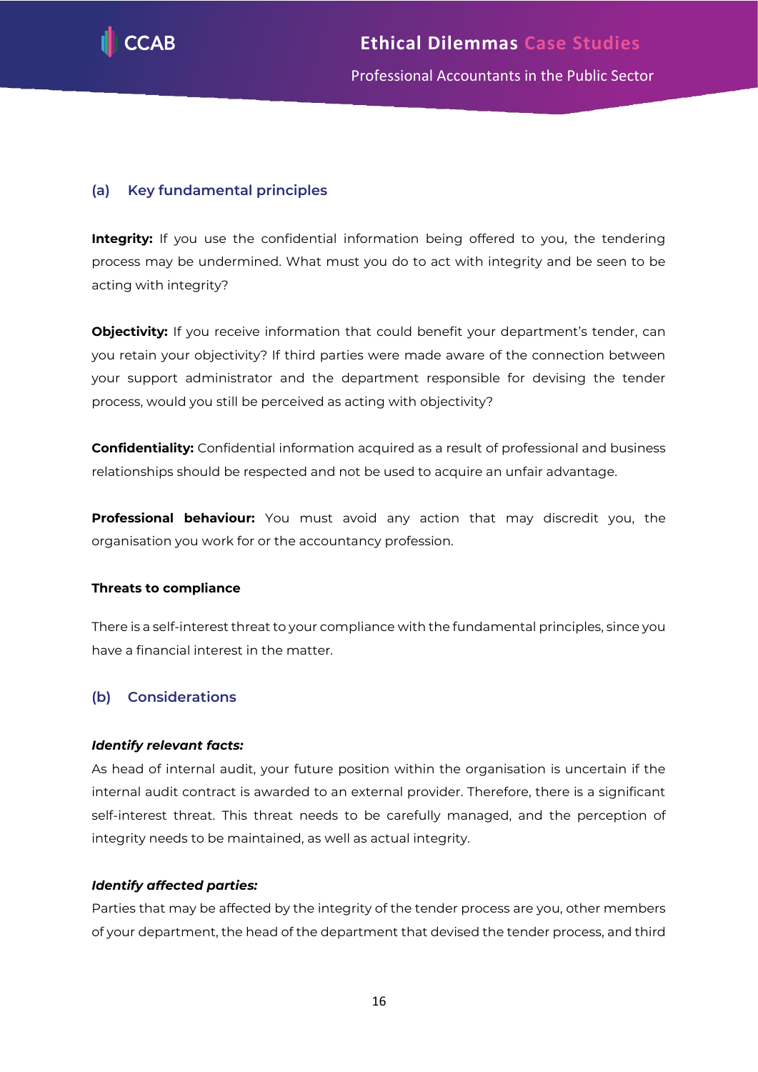## (a) Key fundamental principles

**Integrity:** If you use the confidential information being offered to you, the tendering process may be undermined. What must you do to act with integrity and be seen to be acting with integrity?

**Objectivity:** If you receive information that could benefit your department's tender, can you retain your objectivity? If third parties were made aware of the connection between your support administrator and the department responsible for devising the tender process, would you still be perceived as acting with objectivity?

**Confidentiality:** Confidential information acquired as a result of professional and business relationships should be respected and not be used to acquire an unfair advantage.

**Professional behaviour:** You must avoid any action that may discredit you, the organisation you work for or the accountancy profession.

**Threats to compliance**

There is a self-interest threat to your compliance with the fundamental principles, since you have a financial interest in the matter.

## (b) Considerations

***Identify relevant facts:***

As head of internal audit, your future position within the organisation is uncertain if the internal audit contract is awarded to an external provider. Therefore, there is a significant self-interest threat. This threat needs to be carefully managed, and the perception of integrity needs to be maintained, as well as actual integrity.

***Identify affected parties:***

Parties that may be affected by the integrity of the tender process are you, other members of your department, the head of the department that devised the tender process, and third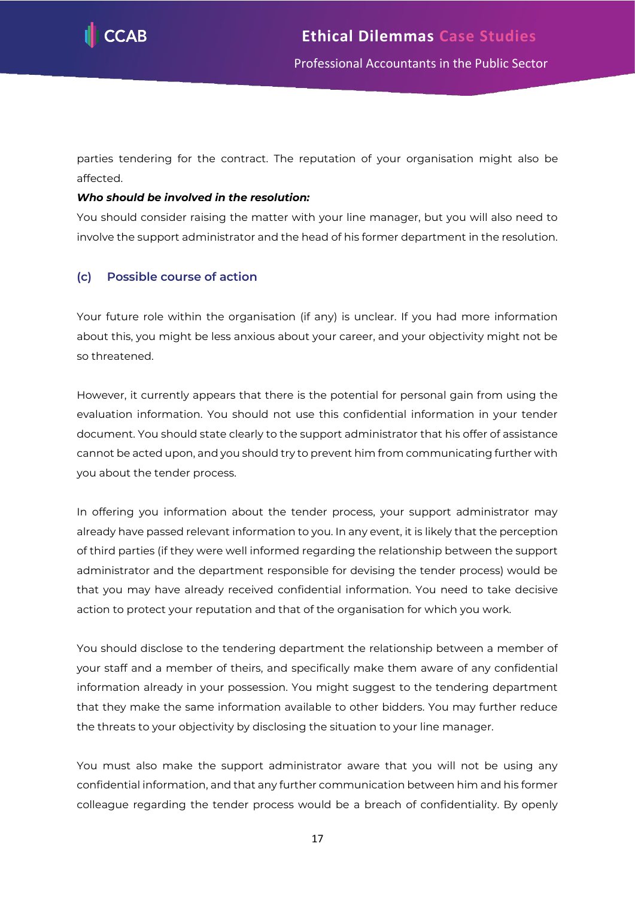parties tendering for the contract. The reputation of your organisation might also be affected.

***Who should be involved in the resolution:***

You should consider raising the matter with your line manager, but you will also need to involve the support administrator and the head of his former department in the resolution.

### (c) Possible course of action

Your future role within the organisation (if any) is unclear. If you had more information about this, you might be less anxious about your career, and your objectivity might not be so threatened.

However, it currently appears that there is the potential for personal gain from using the evaluation information. You should not use this confidential information in your tender document. You should state clearly to the support administrator that his offer of assistance cannot be acted upon, and you should try to prevent him from communicating further with you about the tender process.

In offering you information about the tender process, your support administrator may already have passed relevant information to you. In any event, it is likely that the perception of third parties (if they were well informed regarding the relationship between the support administrator and the department responsible for devising the tender process) would be that you may have already received confidential information. You need to take decisive action to protect your reputation and that of the organisation for which you work.

You should disclose to the tendering department the relationship between a member of your staff and a member of theirs, and specifically make them aware of any confidential information already in your possession. You might suggest to the tendering department that they make the same information available to other bidders. You may further reduce the threats to your objectivity by disclosing the situation to your line manager.

You must also make the support administrator aware that you will not be using any confidential information, and that any further communication between him and his former colleague regarding the tender process would be a breach of confidentiality. By openly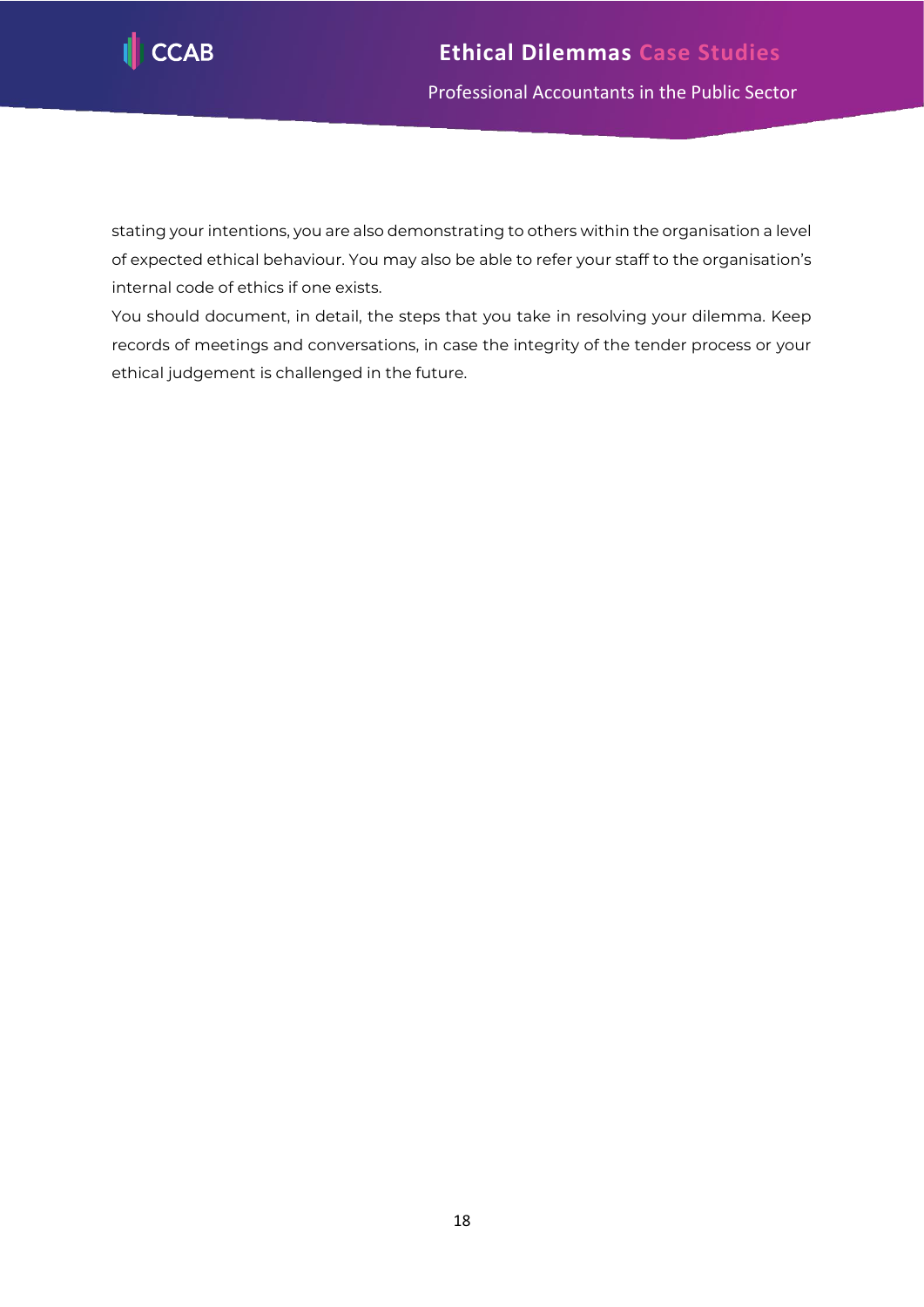stating your intentions, you are also demonstrating to others within the organisation a level of expected ethical behaviour. You may also be able to refer your staff to the organisation's internal code of ethics if one exists.

You should document, in detail, the steps that you take in resolving your dilemma. Keep records of meetings and conversations, in case the integrity of the tender process or your ethical judgement is challenged in the future.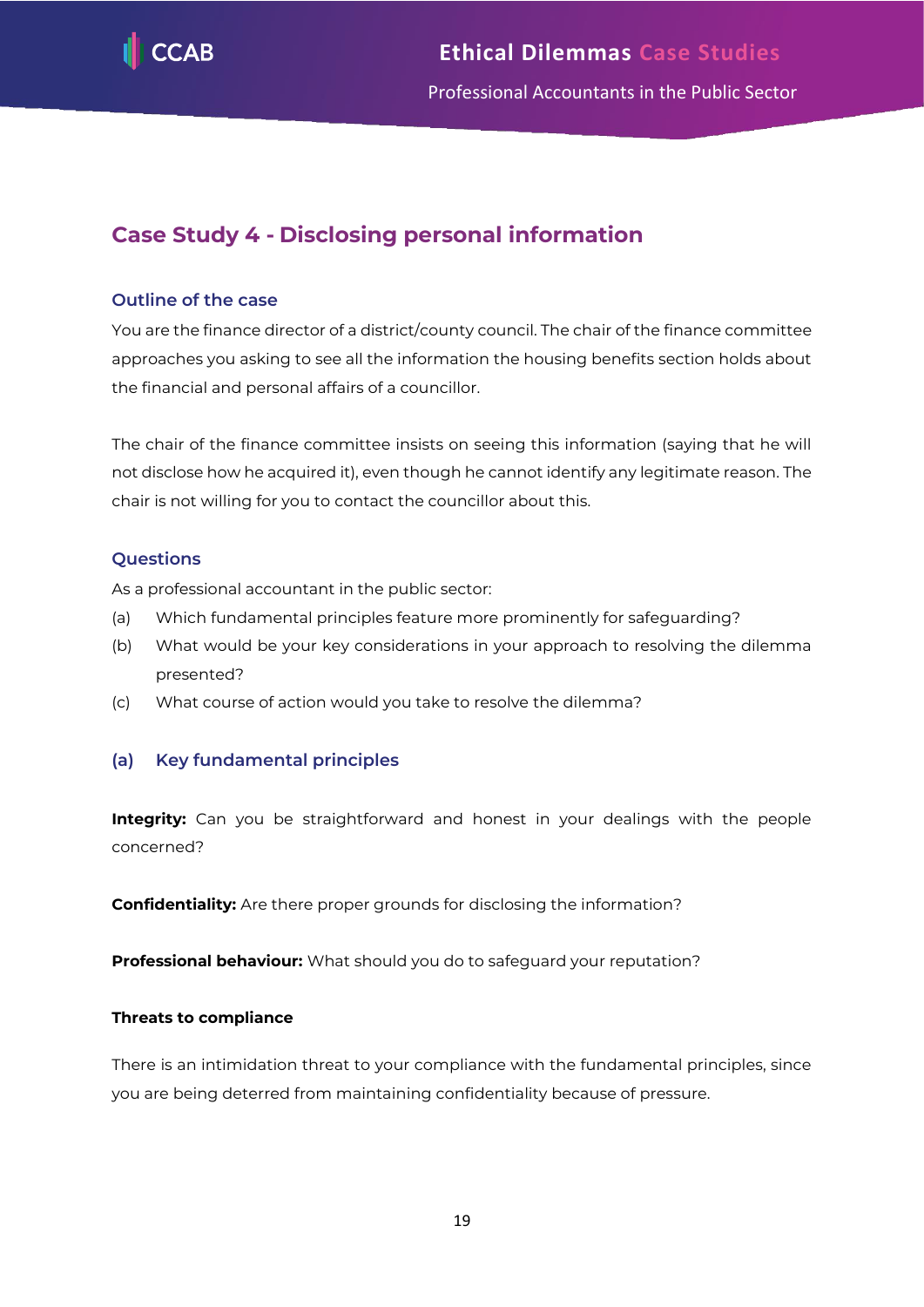## Case Study 4 - Disclosing personal information

### Outline of the case

You are the finance director of a district/county council. The chair of the finance committee approaches you asking to see all the information the housing benefits section holds about the financial and personal affairs of a councillor.

The chair of the finance committee insists on seeing this information (saying that he will not disclose how he acquired it), even though he cannot identify any legitimate reason. The chair is not willing for you to contact the councillor about this.

### Questions

As a professional accountant in the public sector:

(a) Which fundamental principles feature more prominently for safeguarding?

(b) What would be your key considerations in your approach to resolving the dilemma presented?

(c) What course of action would you take to resolve the dilemma?

### (a) Key fundamental principles

**Integrity:** Can you be straightforward and honest in your dealings with the people concerned?

**Confidentiality:** Are there proper grounds for disclosing the information?

**Professional behaviour:** What should you do to safeguard your reputation?

#### Threats to compliance

There is an intimidation threat to your compliance with the fundamental principles, since you are being deterred from maintaining confidentiality because of pressure.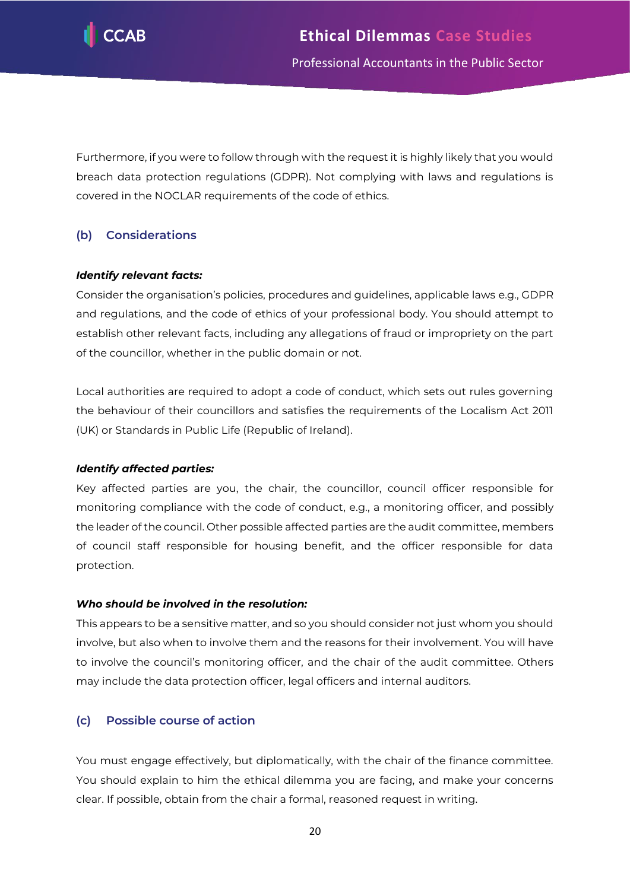Furthermore, if you were to follow through with the request it is highly likely that you would breach data protection regulations (GDPR). Not complying with laws and regulations is covered in the NOCLAR requirements of the code of ethics.

### (b) Considerations

***Identify relevant facts:***

Consider the organisation's policies, procedures and guidelines, applicable laws e.g., GDPR and regulations, and the code of ethics of your professional body. You should attempt to establish other relevant facts, including any allegations of fraud or impropriety on the part of the councillor, whether in the public domain or not.

Local authorities are required to adopt a code of conduct, which sets out rules governing the behaviour of their councillors and satisfies the requirements of the Localism Act 2011 (UK) or Standards in Public Life (Republic of Ireland).

***Identify affected parties:***

Key affected parties are you, the chair, the councillor, council officer responsible for monitoring compliance with the code of conduct, e.g., a monitoring officer, and possibly the leader of the council. Other possible affected parties are the audit committee, members of council staff responsible for housing benefit, and the officer responsible for data protection.

***Who should be involved in the resolution:***

This appears to be a sensitive matter, and so you should consider not just whom you should involve, but also when to involve them and the reasons for their involvement. You will have to involve the council's monitoring officer, and the chair of the audit committee. Others may include the data protection officer, legal officers and internal auditors.

### (c) Possible course of action

You must engage effectively, but diplomatically, with the chair of the finance committee. You should explain to him the ethical dilemma you are facing, and make your concerns clear. If possible, obtain from the chair a formal, reasoned request in writing.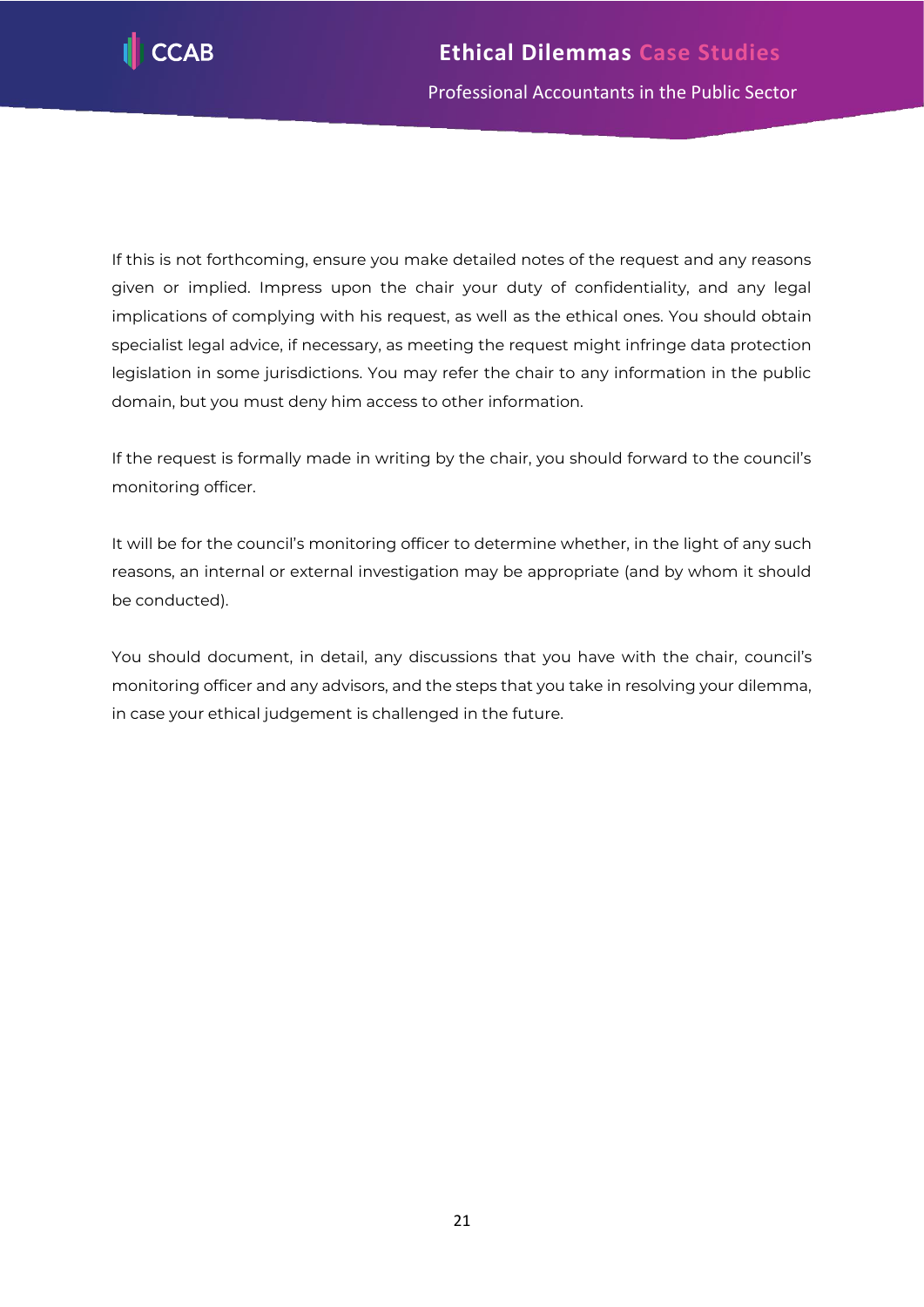If this is not forthcoming, ensure you make detailed notes of the request and any reasons given or implied. Impress upon the chair your duty of confidentiality, and any legal implications of complying with his request, as well as the ethical ones. You should obtain specialist legal advice, if necessary, as meeting the request might infringe data protection legislation in some jurisdictions. You may refer the chair to any information in the public domain, but you must deny him access to other information.

If the request is formally made in writing by the chair, you should forward to the council's monitoring officer.

It will be for the council's monitoring officer to determine whether, in the light of any such reasons, an internal or external investigation may be appropriate (and by whom it should be conducted).

You should document, in detail, any discussions that you have with the chair, council's monitoring officer and any advisors, and the steps that you take in resolving your dilemma, in case your ethical judgement is challenged in the future.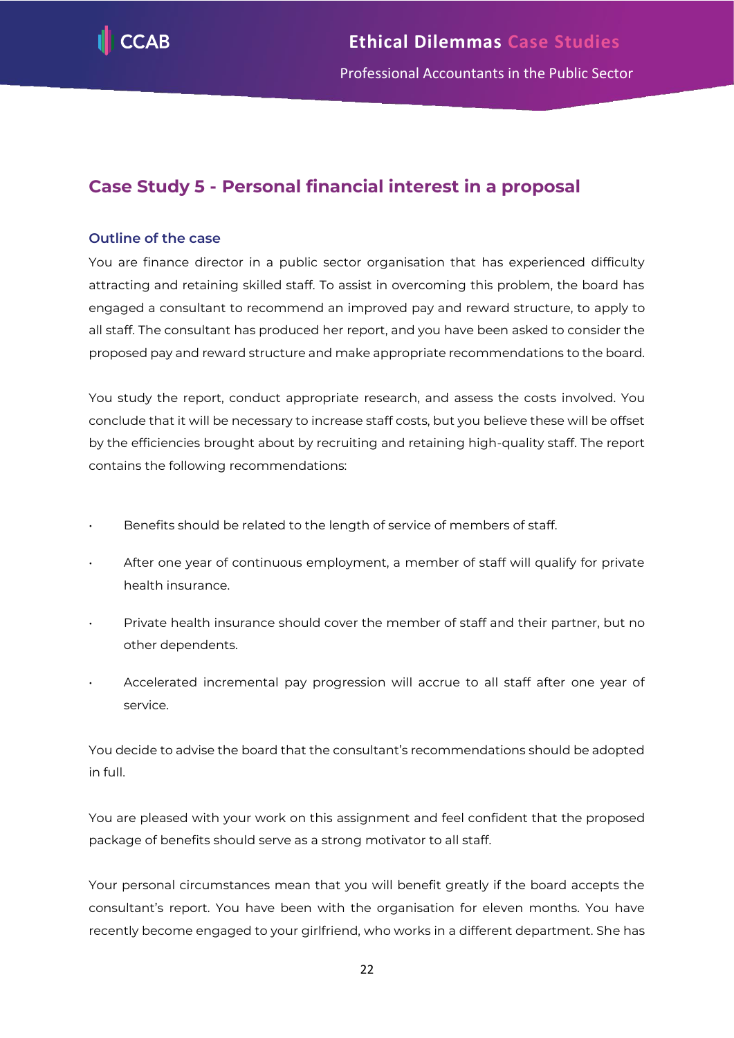## Case Study 5 - Personal financial interest in a proposal

### Outline of the case

You are finance director in a public sector organisation that has experienced difficulty attracting and retaining skilled staff. To assist in overcoming this problem, the board has engaged a consultant to recommend an improved pay and reward structure, to apply to all staff. The consultant has produced her report, and you have been asked to consider the proposed pay and reward structure and make appropriate recommendations to the board.

You study the report, conduct appropriate research, and assess the costs involved. You conclude that it will be necessary to increase staff costs, but you believe these will be offset by the efficiencies brought about by recruiting and retaining high-quality staff. The report contains the following recommendations:

- Benefits should be related to the length of service of members of staff.
- After one year of continuous employment, a member of staff will qualify for private health insurance.
- Private health insurance should cover the member of staff and their partner, but no other dependents.
- Accelerated incremental pay progression will accrue to all staff after one year of service.

You decide to advise the board that the consultant's recommendations should be adopted in full.

You are pleased with your work on this assignment and feel confident that the proposed package of benefits should serve as a strong motivator to all staff.

Your personal circumstances mean that you will benefit greatly if the board accepts the consultant's report. You have been with the organisation for eleven months. You have recently become engaged to your girlfriend, who works in a different department. She has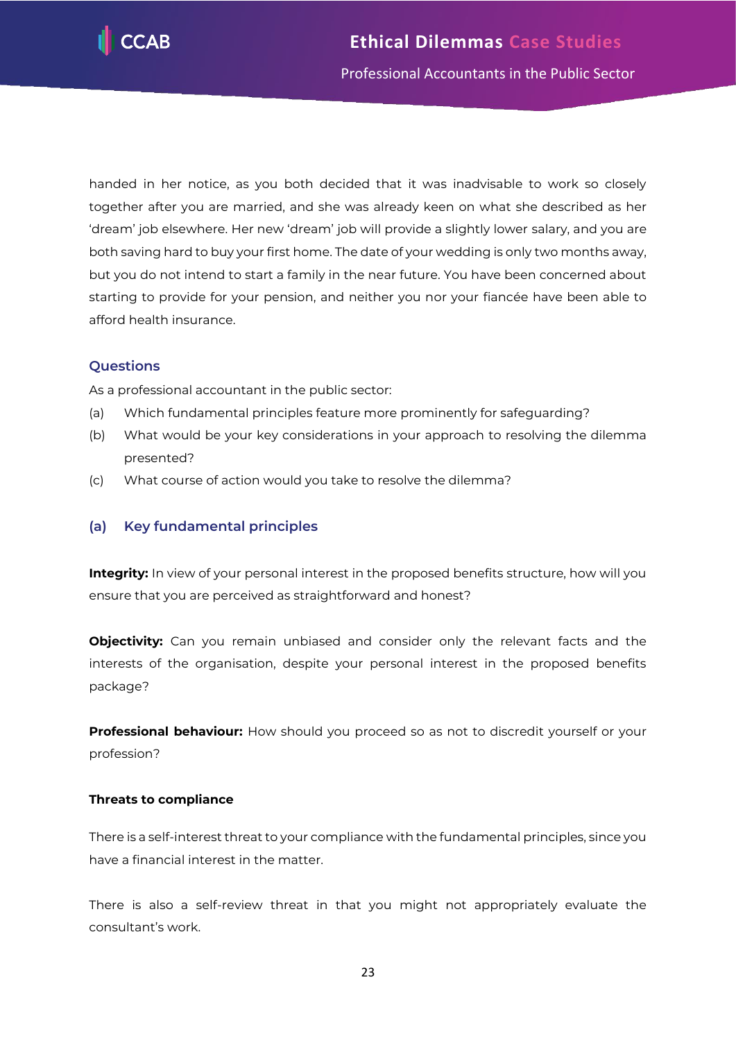handed in her notice, as you both decided that it was inadvisable to work so closely together after you are married, and she was already keen on what she described as her 'dream' job elsewhere. Her new 'dream' job will provide a slightly lower salary, and you are both saving hard to buy your first home. The date of your wedding is only two months away, but you do not intend to start a family in the near future. You have been concerned about starting to provide for your pension, and neither you nor your fiancée have been able to afford health insurance.

### Questions

As a professional accountant in the public sector:

(a) Which fundamental principles feature more prominently for safeguarding?

(b) What would be your key considerations in your approach to resolving the dilemma presented?

(c) What course of action would you take to resolve the dilemma?

### (a) Key fundamental principles

**Integrity:** In view of your personal interest in the proposed benefits structure, how will you ensure that you are perceived as straightforward and honest?

**Objectivity:** Can you remain unbiased and consider only the relevant facts and the interests of the organisation, despite your personal interest in the proposed benefits package?

**Professional behaviour:** How should you proceed so as not to discredit yourself or your profession?

#### Threats to compliance

There is a self-interest threat to your compliance with the fundamental principles, since you have a financial interest in the matter.

There is also a self-review threat in that you might not appropriately evaluate the consultant's work.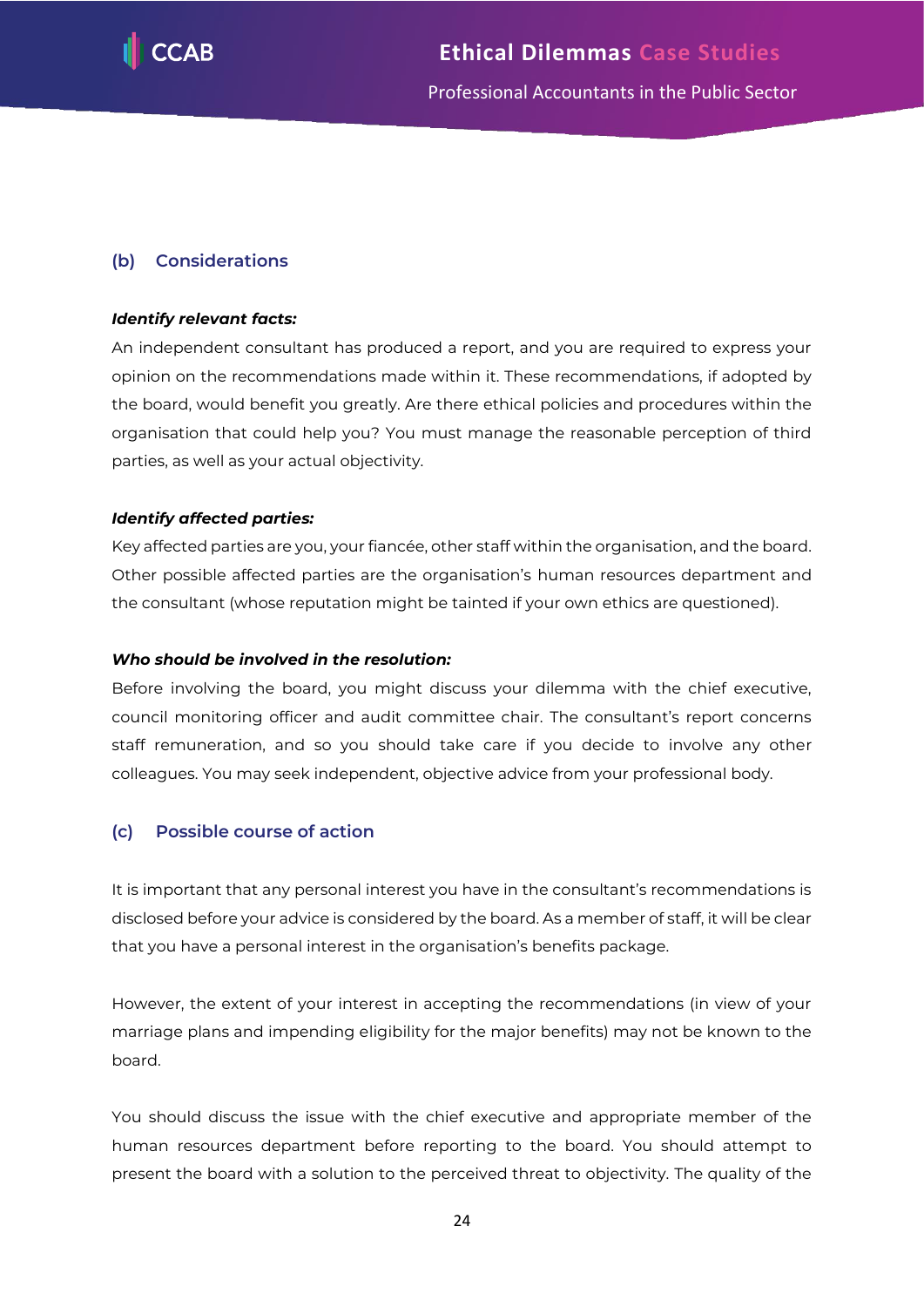## (b) Considerations

***Identify relevant facts:***

An independent consultant has produced a report, and you are required to express your opinion on the recommendations made within it. These recommendations, if adopted by the board, would benefit you greatly. Are there ethical policies and procedures within the organisation that could help you? You must manage the reasonable perception of third parties, as well as your actual objectivity.

***Identify affected parties:***

Key affected parties are you, your fiancée, other staff within the organisation, and the board. Other possible affected parties are the organisation's human resources department and the consultant (whose reputation might be tainted if your own ethics are questioned).

***Who should be involved in the resolution:***

Before involving the board, you might discuss your dilemma with the chief executive, council monitoring officer and audit committee chair. The consultant's report concerns staff remuneration, and so you should take care if you decide to involve any other colleagues. You may seek independent, objective advice from your professional body.

## (c) Possible course of action

It is important that any personal interest you have in the consultant's recommendations is disclosed before your advice is considered by the board. As a member of staff, it will be clear that you have a personal interest in the organisation's benefits package.

However, the extent of your interest in accepting the recommendations (in view of your marriage plans and impending eligibility for the major benefits) may not be known to the board.

You should discuss the issue with the chief executive and appropriate member of the human resources department before reporting to the board. You should attempt to present the board with a solution to the perceived threat to objectivity. The quality of the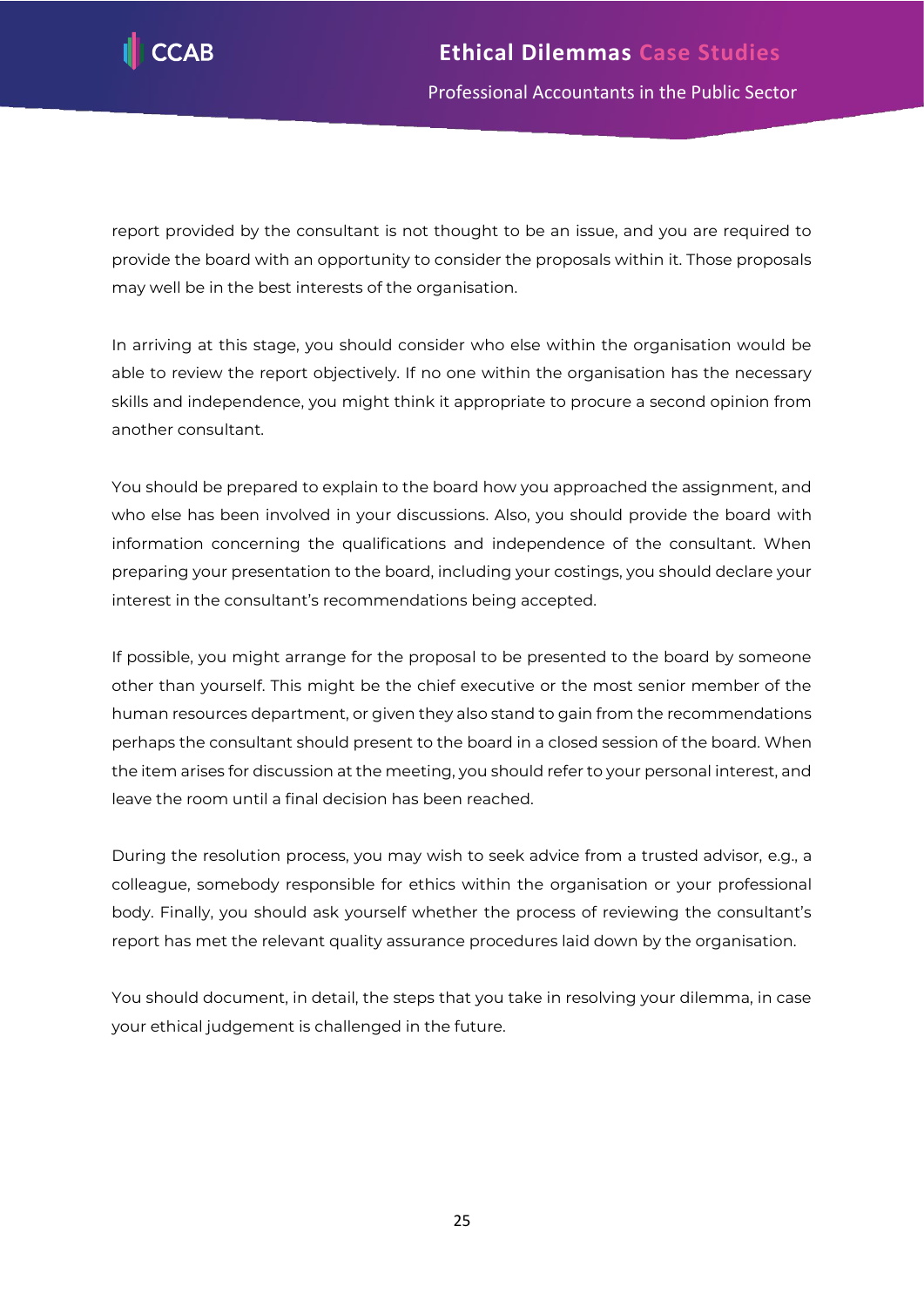report provided by the consultant is not thought to be an issue, and you are required to provide the board with an opportunity to consider the proposals within it. Those proposals may well be in the best interests of the organisation.

In arriving at this stage, you should consider who else within the organisation would be able to review the report objectively. If no one within the organisation has the necessary skills and independence, you might think it appropriate to procure a second opinion from another consultant.

You should be prepared to explain to the board how you approached the assignment, and who else has been involved in your discussions. Also, you should provide the board with information concerning the qualifications and independence of the consultant. When preparing your presentation to the board, including your costings, you should declare your interest in the consultant's recommendations being accepted.

If possible, you might arrange for the proposal to be presented to the board by someone other than yourself. This might be the chief executive or the most senior member of the human resources department, or given they also stand to gain from the recommendations perhaps the consultant should present to the board in a closed session of the board. When the item arises for discussion at the meeting, you should refer to your personal interest, and leave the room until a final decision has been reached.

During the resolution process, you may wish to seek advice from a trusted advisor, e.g., a colleague, somebody responsible for ethics within the organisation or your professional body. Finally, you should ask yourself whether the process of reviewing the consultant's report has met the relevant quality assurance procedures laid down by the organisation.

You should document, in detail, the steps that you take in resolving your dilemma, in case your ethical judgement is challenged in the future.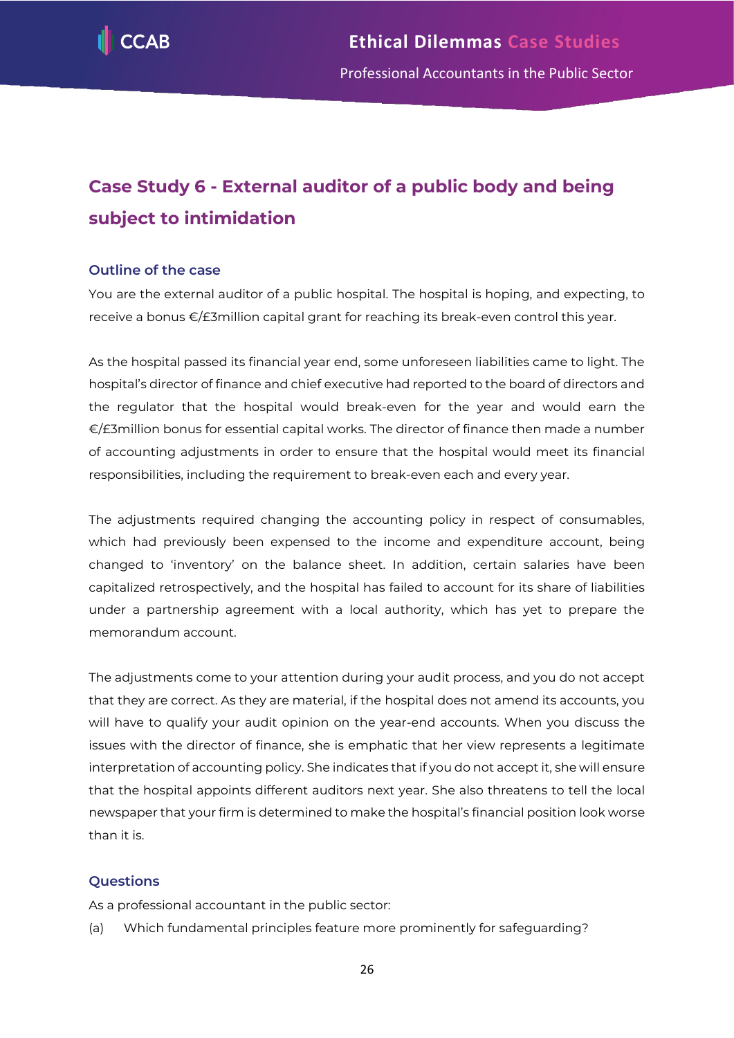## Case Study 6 - External auditor of a public body and being subject to intimidation

### Outline of the case

You are the external auditor of a public hospital. The hospital is hoping, and expecting, to receive a bonus €/£3million capital grant for reaching its break-even control this year.

As the hospital passed its financial year end, some unforeseen liabilities came to light. The hospital's director of finance and chief executive had reported to the board of directors and the regulator that the hospital would break-even for the year and would earn the €/£3million bonus for essential capital works. The director of finance then made a number of accounting adjustments in order to ensure that the hospital would meet its financial responsibilities, including the requirement to break-even each and every year.

The adjustments required changing the accounting policy in respect of consumables, which had previously been expensed to the income and expenditure account, being changed to 'inventory' on the balance sheet. In addition, certain salaries have been capitalized retrospectively, and the hospital has failed to account for its share of liabilities under a partnership agreement with a local authority, which has yet to prepare the memorandum account.

The adjustments come to your attention during your audit process, and you do not accept that they are correct. As they are material, if the hospital does not amend its accounts, you will have to qualify your audit opinion on the year-end accounts. When you discuss the issues with the director of finance, she is emphatic that her view represents a legitimate interpretation of accounting policy. She indicates that if you do not accept it, she will ensure that the hospital appoints different auditors next year. She also threatens to tell the local newspaper that your firm is determined to make the hospital's financial position look worse than it is.

### Questions

As a professional accountant in the public sector:

(a) Which fundamental principles feature more prominently for safeguarding?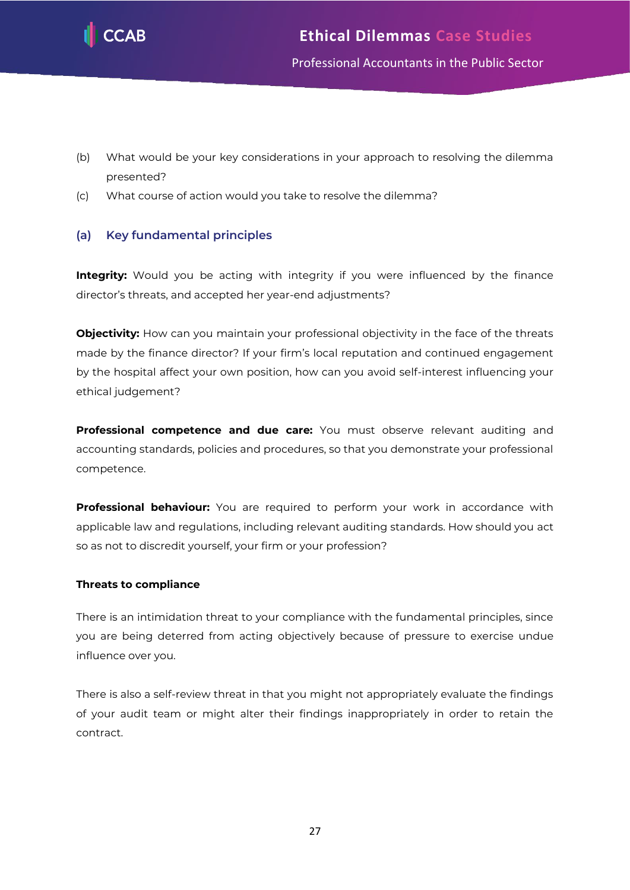(b) What would be your key considerations in your approach to resolving the dilemma presented?

(c) What course of action would you take to resolve the dilemma?

### (a) Key fundamental principles

**Integrity:** Would you be acting with integrity if you were influenced by the finance director's threats, and accepted her year-end adjustments?

**Objectivity:** How can you maintain your professional objectivity in the face of the threats made by the finance director? If your firm's local reputation and continued engagement by the hospital affect your own position, how can you avoid self-interest influencing your ethical judgement?

**Professional competence and due care:** You must observe relevant auditing and accounting standards, policies and procedures, so that you demonstrate your professional competence.

**Professional behaviour:** You are required to perform your work in accordance with applicable law and regulations, including relevant auditing standards. How should you act so as not to discredit yourself, your firm or your profession?

#### Threats to compliance

There is an intimidation threat to your compliance with the fundamental principles, since you are being deterred from acting objectively because of pressure to exercise undue influence over you.

There is also a self-review threat in that you might not appropriately evaluate the findings of your audit team or might alter their findings inappropriately in order to retain the contract.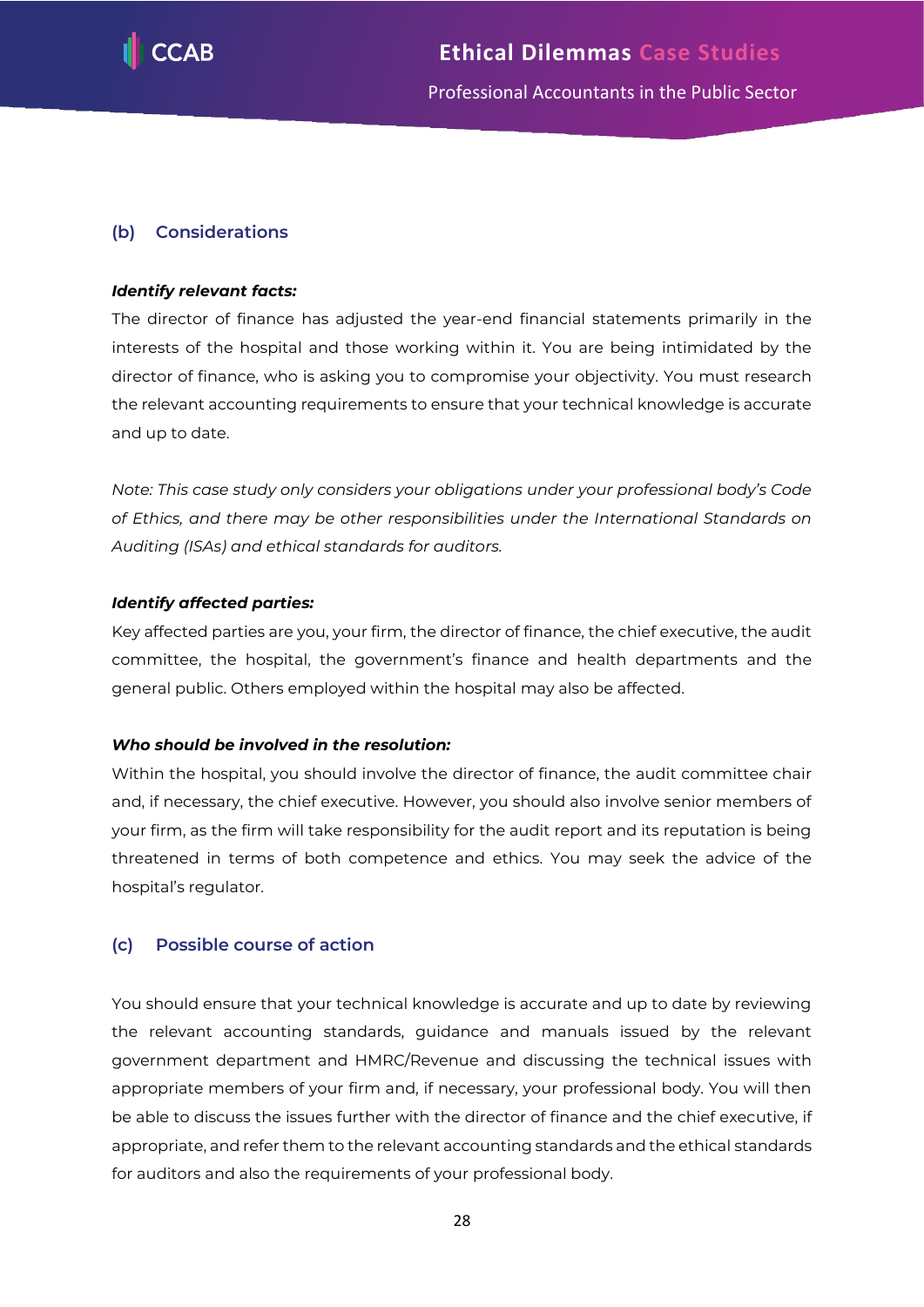### (b) Considerations

***Identify relevant facts:***

The director of finance has adjusted the year-end financial statements primarily in the interests of the hospital and those working within it. You are being intimidated by the director of finance, who is asking you to compromise your objectivity. You must research the relevant accounting requirements to ensure that your technical knowledge is accurate and up to date.

*Note: This case study only considers your obligations under your professional body's Code of Ethics, and there may be other responsibilities under the International Standards on Auditing (ISAs) and ethical standards for auditors.*

***Identify affected parties:***

Key affected parties are you, your firm, the director of finance, the chief executive, the audit committee, the hospital, the government's finance and health departments and the general public. Others employed within the hospital may also be affected.

***Who should be involved in the resolution:***

Within the hospital, you should involve the director of finance, the audit committee chair and, if necessary, the chief executive. However, you should also involve senior members of your firm, as the firm will take responsibility for the audit report and its reputation is being threatened in terms of both competence and ethics. You may seek the advice of the hospital's regulator.

### (c) Possible course of action

You should ensure that your technical knowledge is accurate and up to date by reviewing the relevant accounting standards, guidance and manuals issued by the relevant government department and HMRC/Revenue and discussing the technical issues with appropriate members of your firm and, if necessary, your professional body. You will then be able to discuss the issues further with the director of finance and the chief executive, if appropriate, and refer them to the relevant accounting standards and the ethical standards for auditors and also the requirements of your professional body.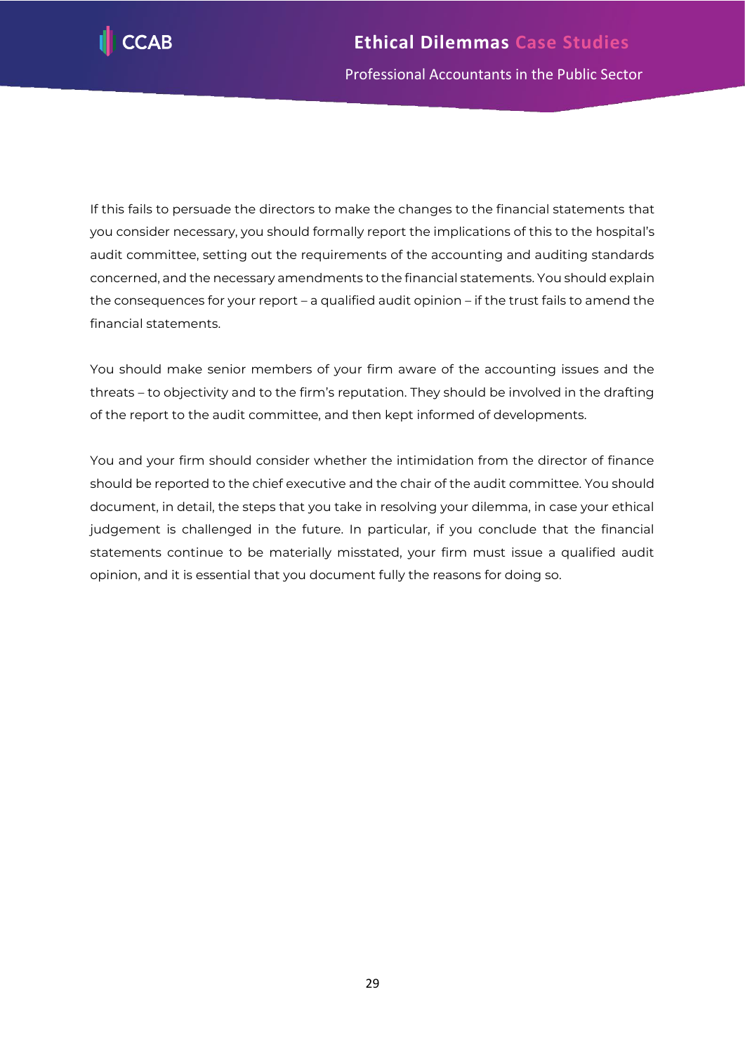If this fails to persuade the directors to make the changes to the financial statements that you consider necessary, you should formally report the implications of this to the hospital's audit committee, setting out the requirements of the accounting and auditing standards concerned, and the necessary amendments to the financial statements. You should explain the consequences for your report – a qualified audit opinion – if the trust fails to amend the financial statements.

You should make senior members of your firm aware of the accounting issues and the threats – to objectivity and to the firm's reputation. They should be involved in the drafting of the report to the audit committee, and then kept informed of developments.

You and your firm should consider whether the intimidation from the director of finance should be reported to the chief executive and the chair of the audit committee. You should document, in detail, the steps that you take in resolving your dilemma, in case your ethical judgement is challenged in the future. In particular, if you conclude that the financial statements continue to be materially misstated, your firm must issue a qualified audit opinion, and it is essential that you document fully the reasons for doing so.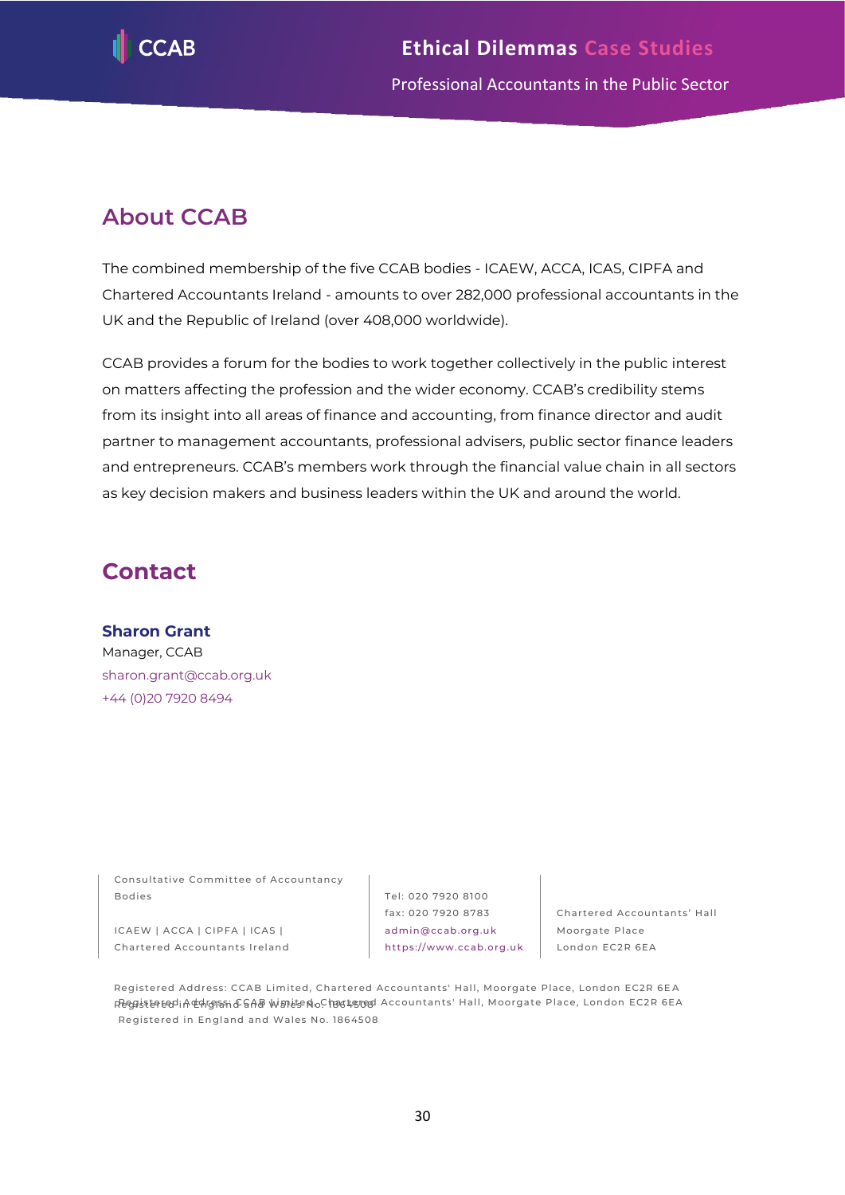## About CCAB

The combined membership of the five CCAB bodies - ICAEW, ACCA, ICAS, CIPFA and Chartered Accountants Ireland - amounts to over 282,000 professional accountants in the UK and the Republic of Ireland (over 408,000 worldwide).

CCAB provides a forum for the bodies to work together collectively in the public interest on matters affecting the profession and the wider economy. CCAB's credibility stems from its insight into all areas of finance and accounting, from finance director and audit partner to management accountants, professional advisers, public sector finance leaders and entrepreneurs. CCAB's members work through the financial value chain in all sectors as key decision makers and business leaders within the UK and around the world.

## Contact

**Sharon Grant**
Manager, CCAB
sharon.grant@ccab.org.uk
+44 (0)20 7920 8494

Consultative Committee of Accountancy Bodies

ICAEW | ACCA | CIPFA | ICAS | Chartered Accountants Ireland

Tel: 020 7920 8100
fax: 020 7920 8783
admin@ccab.org.uk
https://www.ccab.org.uk

Chartered Accountants' Hall
Moorgate Place
London EC2R 6EA

Registered Address: CCAB Limited, Chartered Accountants' Hall, Moorgate Place, London EC2R 6EA
Registered in England and Wales No. 1864508